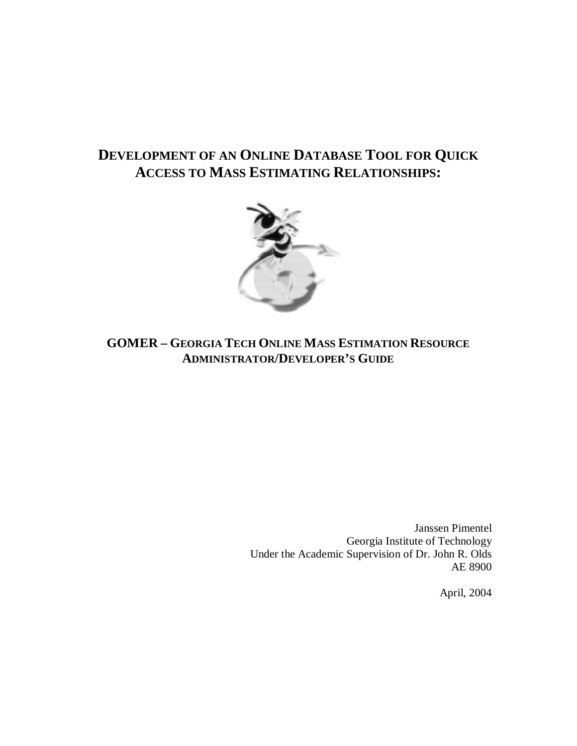# DEVELOPMENT OF AN ONLINE DATABASE TOOL FOR QUICK ACCESS TO MASS ESTIMATING RELATIONSHIPS:

## GOMER – GEORGIA TECH ONLINE MASS ESTIMATION RESOURCE ADMINISTRATOR/DEVELOPER'S GUIDE

Janssen Pimentel
Georgia Institute of Technology
Under the Academic Supervision of Dr. John R. Olds
AE 8900

April, 2004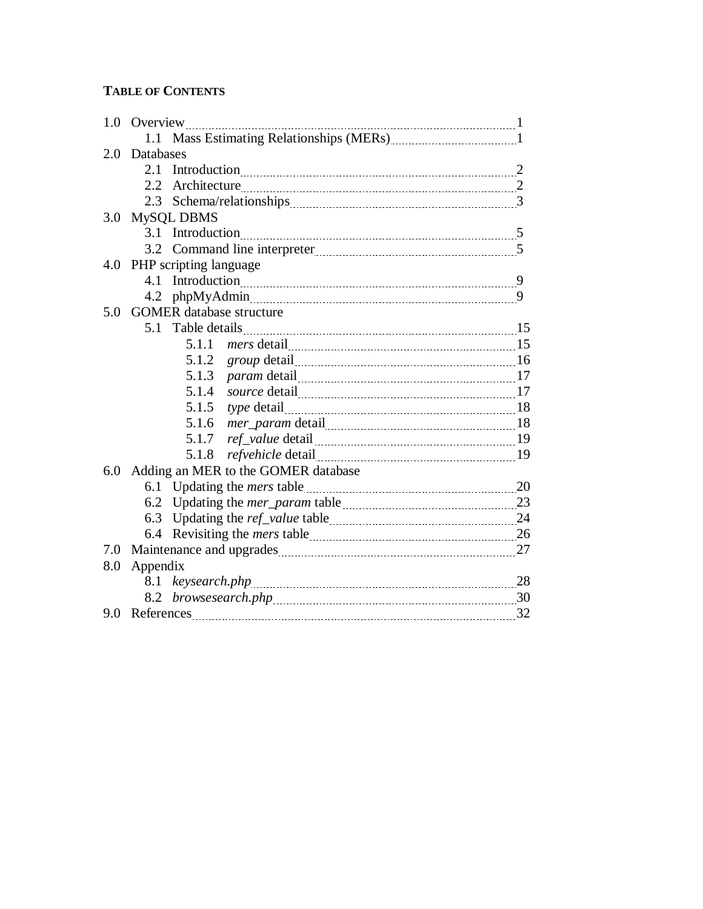**TABLE OF CONTENTS**

- 1.0 Overview ........ 1
  - 1.1 Mass Estimating Relationships (MERs) ........ 1
- 2.0 Databases
  - 2.1 Introduction ........ 2
  - 2.2 Architecture ........ 2
  - 2.3 Schema/relationships ........ 3
- 3.0 MySQL DBMS
  - 3.1 Introduction ........ 5
  - 3.2 Command line interpreter ........ 5
- 4.0 PHP scripting language
  - 4.1 Introduction ........ 9
  - 4.2 phpMyAdmin ........ 9
- 5.0 GOMER database structure
  - 5.1 Table details ........ 15
    - 5.1.1 *mers* detail ........ 15
    - 5.1.2 *group* detail ........ 16
    - 5.1.3 *param* detail ........ 17
    - 5.1.4 *source* detail ........ 17
    - 5.1.5 *type* detail ........ 18
    - 5.1.6 *mer_param* detail ........ 18
    - 5.1.7 *ref_value* detail ........ 19
    - 5.1.8 *refvehicle* detail ........ 19
- 6.0 Adding an MER to the GOMER database
  - 6.1 Updating the *mers* table ........ 20
  - 6.2 Updating the *mer_param* table ........ 23
  - 6.3 Updating the *ref_value* table ........ 24
  - 6.4 Revisiting the *mers* table ........ 26
- 7.0 Maintenance and upgrades ........ 27
- 8.0 Appendix
  - 8.1 *keysearch.php* ........ 28
  - 8.2 *browsesearch.php* ........ 30
- 9.0 References ........ 32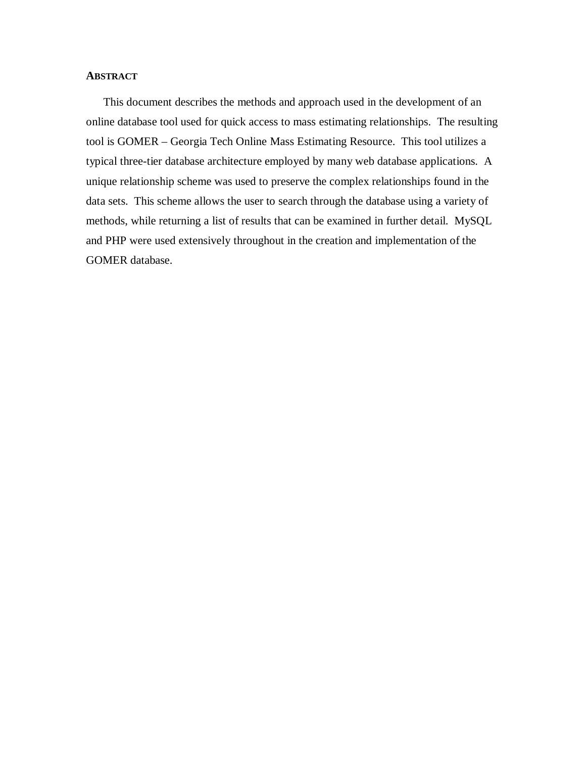## ABSTRACT

This document describes the methods and approach used in the development of an online database tool used for quick access to mass estimating relationships. The resulting tool is GOMER – Georgia Tech Online Mass Estimating Resource. This tool utilizes a typical three-tier database architecture employed by many web database applications. A unique relationship scheme was used to preserve the complex relationships found in the data sets. This scheme allows the user to search through the database using a variety of methods, while returning a list of results that can be examined in further detail. MySQL and PHP were used extensively throughout in the creation and implementation of the GOMER database.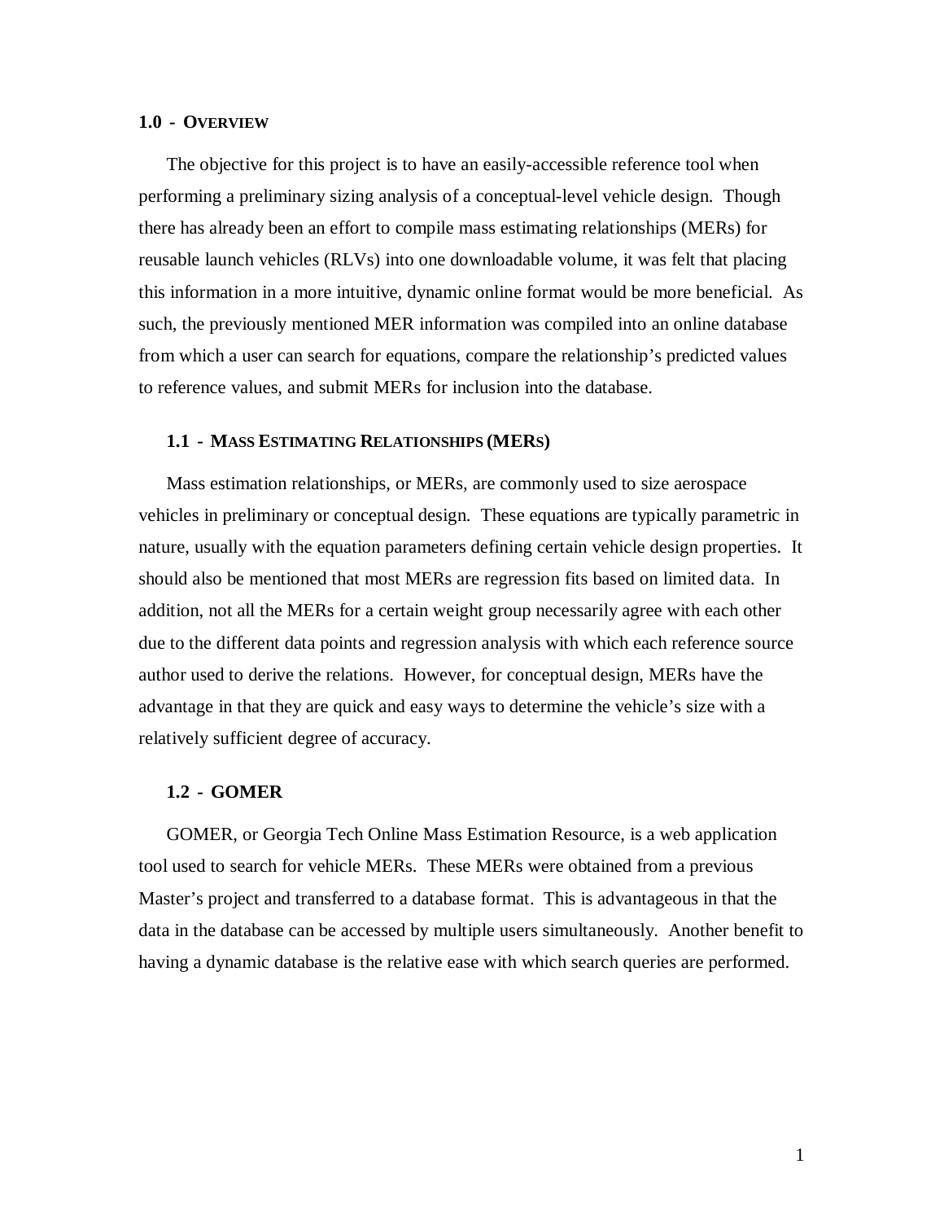# 1.0 - Overview

The objective for this project is to have an easily-accessible reference tool when performing a preliminary sizing analysis of a conceptual-level vehicle design. Though there has already been an effort to compile mass estimating relationships (MERs) for reusable launch vehicles (RLVs) into one downloadable volume, it was felt that placing this information in a more intuitive, dynamic online format would be more beneficial. As such, the previously mentioned MER information was compiled into an online database from which a user can search for equations, compare the relationship's predicted values to reference values, and submit MERs for inclusion into the database.

## 1.1 - Mass Estimating Relationships (MERs)

Mass estimation relationships, or MERs, are commonly used to size aerospace vehicles in preliminary or conceptual design. These equations are typically parametric in nature, usually with the equation parameters defining certain vehicle design properties. It should also be mentioned that most MERs are regression fits based on limited data. In addition, not all the MERs for a certain weight group necessarily agree with each other due to the different data points and regression analysis with which each reference source author used to derive the relations. However, for conceptual design, MERs have the advantage in that they are quick and easy ways to determine the vehicle's size with a relatively sufficient degree of accuracy.

## 1.2 - GOMER

GOMER, or Georgia Tech Online Mass Estimation Resource, is a web application tool used to search for vehicle MERs. These MERs were obtained from a previous Master's project and transferred to a database format. This is advantageous in that the data in the database can be accessed by multiple users simultaneously. Another benefit to having a dynamic database is the relative ease with which search queries are performed.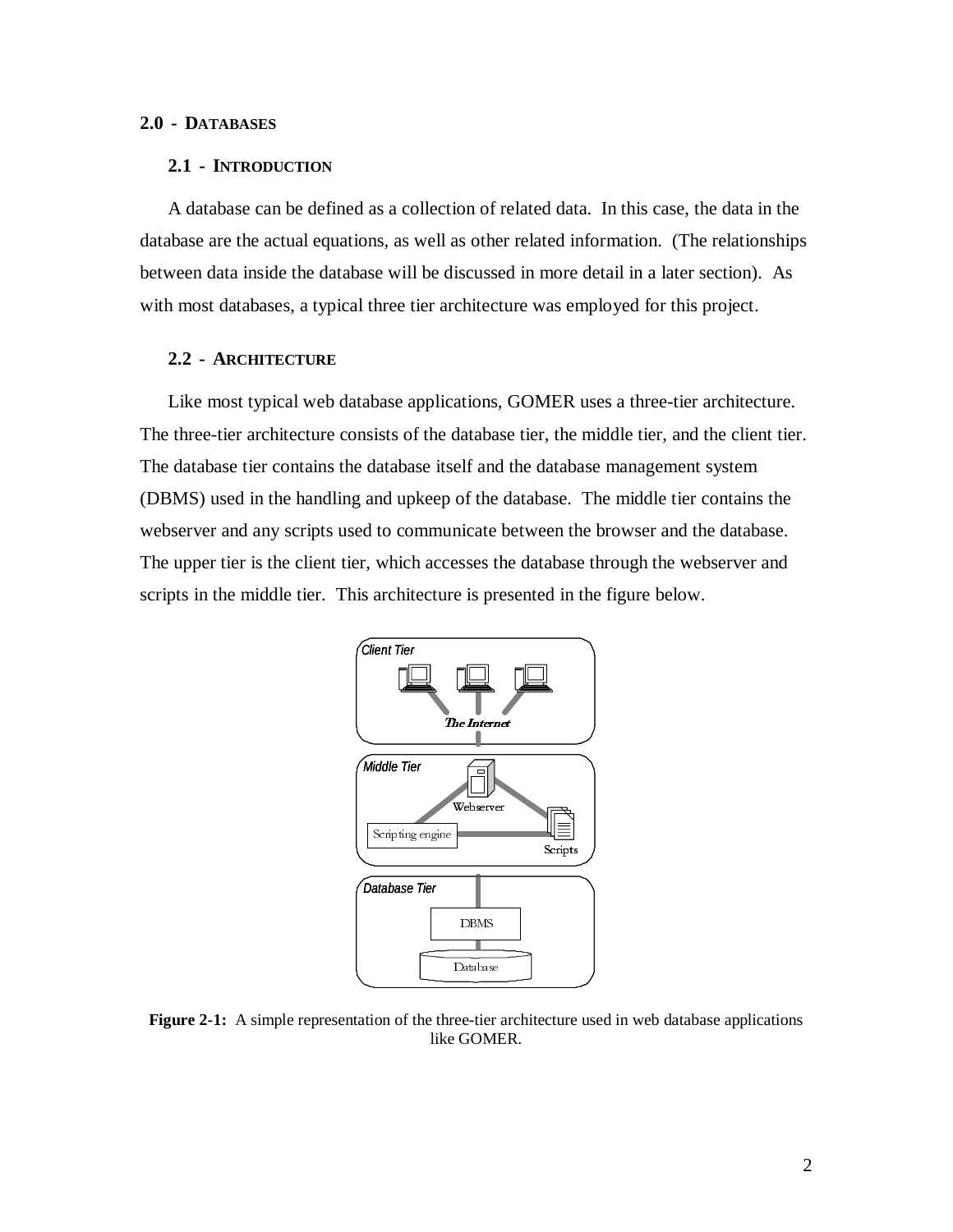# 2.0 - DATABASES

## 2.1 - INTRODUCTION

A database can be defined as a collection of related data. In this case, the data in the database are the actual equations, as well as other related information. (The relationships between data inside the database will be discussed in more detail in a later section). As with most databases, a typical three tier architecture was employed for this project.

## 2.2 - ARCHITECTURE

Like most typical web database applications, GOMER uses a three-tier architecture. The three-tier architecture consists of the database tier, the middle tier, and the client tier. The database tier contains the database itself and the database management system (DBMS) used in the handling and upkeep of the database. The middle tier contains the webserver and any scripts used to communicate between the browser and the database. The upper tier is the client tier, which accesses the database through the webserver and scripts in the middle tier. This architecture is presented in the figure below.

**Figure 2-1:** A simple representation of the three-tier architecture used in web database applications like GOMER.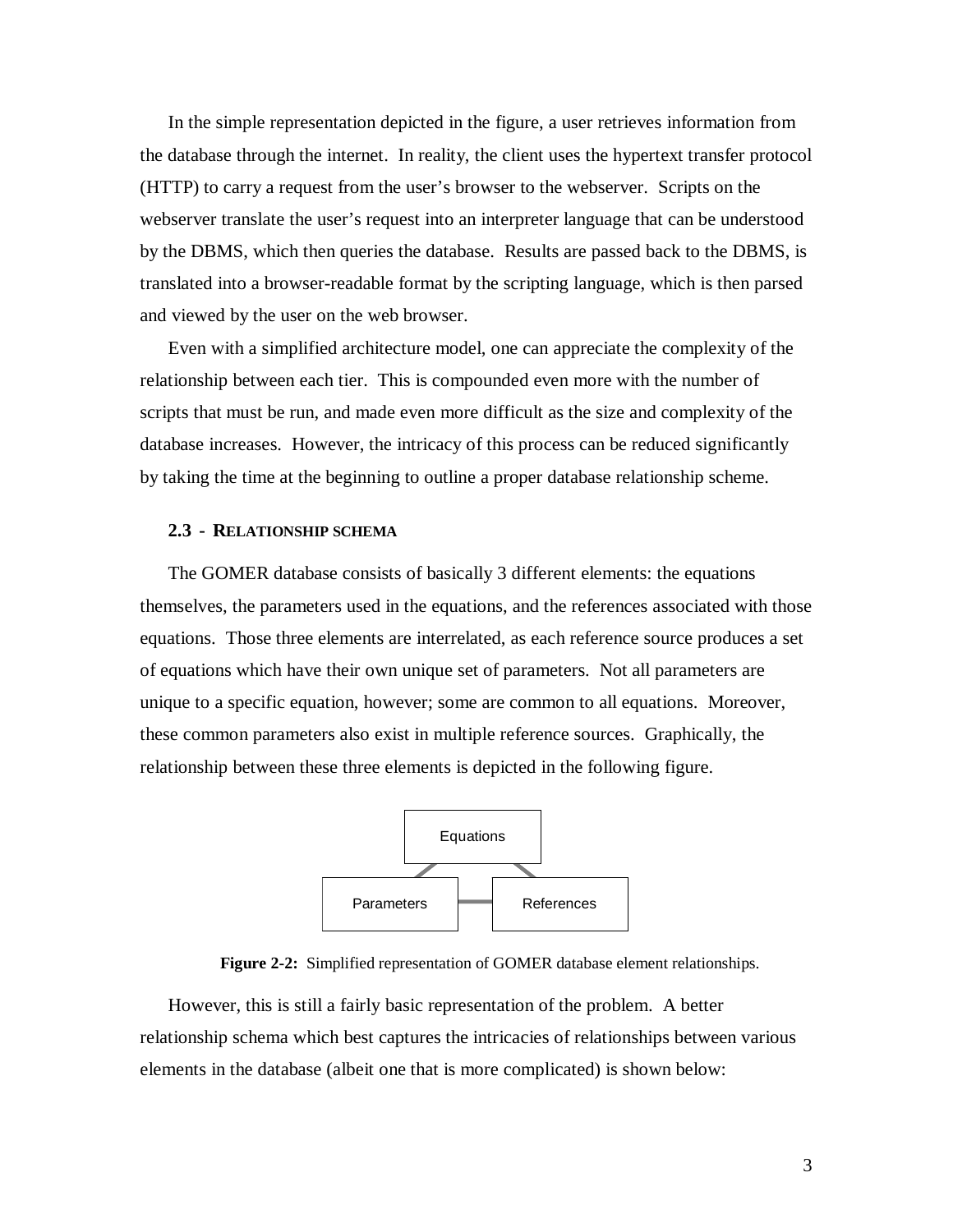In the simple representation depicted in the figure, a user retrieves information from the database through the internet. In reality, the client uses the hypertext transfer protocol (HTTP) to carry a request from the user's browser to the webserver. Scripts on the webserver translate the user's request into an interpreter language that can be understood by the DBMS, which then queries the database. Results are passed back to the DBMS, is translated into a browser-readable format by the scripting language, which is then parsed and viewed by the user on the web browser.

Even with a simplified architecture model, one can appreciate the complexity of the relationship between each tier. This is compounded even more with the number of scripts that must be run, and made even more difficult as the size and complexity of the database increases. However, the intricacy of this process can be reduced significantly by taking the time at the beginning to outline a proper database relationship scheme.

### 2.3 - Relationship Schema

The GOMER database consists of basically 3 different elements: the equations themselves, the parameters used in the equations, and the references associated with those equations. Those three elements are interrelated, as each reference source produces a set of equations which have their own unique set of parameters. Not all parameters are unique to a specific equation, however; some are common to all equations. Moreover, these common parameters also exist in multiple reference sources. Graphically, the relationship between these three elements is depicted in the following figure.

Equations

Parameters — References

**Figure 2-2:** Simplified representation of GOMER database element relationships.

However, this is still a fairly basic representation of the problem. A better relationship schema which best captures the intricacies of relationships between various elements in the database (albeit one that is more complicated) is shown below: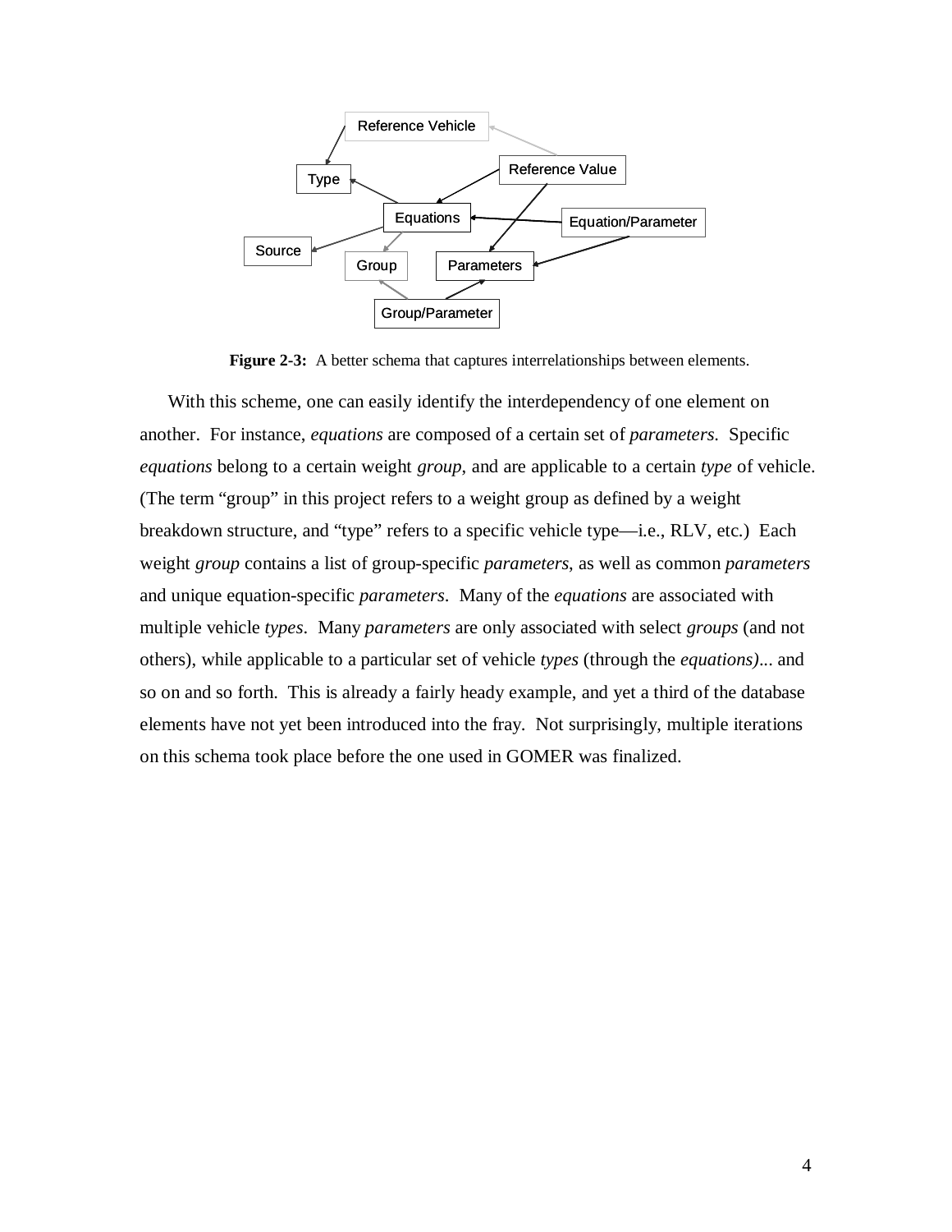**Figure 2-3:** A better schema that captures interrelationships between elements.

With this scheme, one can easily identify the interdependency of one element on another. For instance, *equations* are composed of a certain set of *parameters*. Specific *equations* belong to a certain weight *group*, and are applicable to a certain *type* of vehicle. (The term "group" in this project refers to a weight group as defined by a weight breakdown structure, and "type" refers to a specific vehicle type—i.e., RLV, etc.) Each weight *group* contains a list of group-specific *parameters*, as well as common *parameters* and unique equation-specific *parameters*. Many of the *equations* are associated with multiple vehicle *types*. Many *parameters* are only associated with select *groups* (and not others), while applicable to a particular set of vehicle *types* (through the *equations)*... and so on and so forth. This is already a fairly heady example, and yet a third of the database elements have not yet been introduced into the fray. Not surprisingly, multiple iterations on this schema took place before the one used in GOMER was finalized.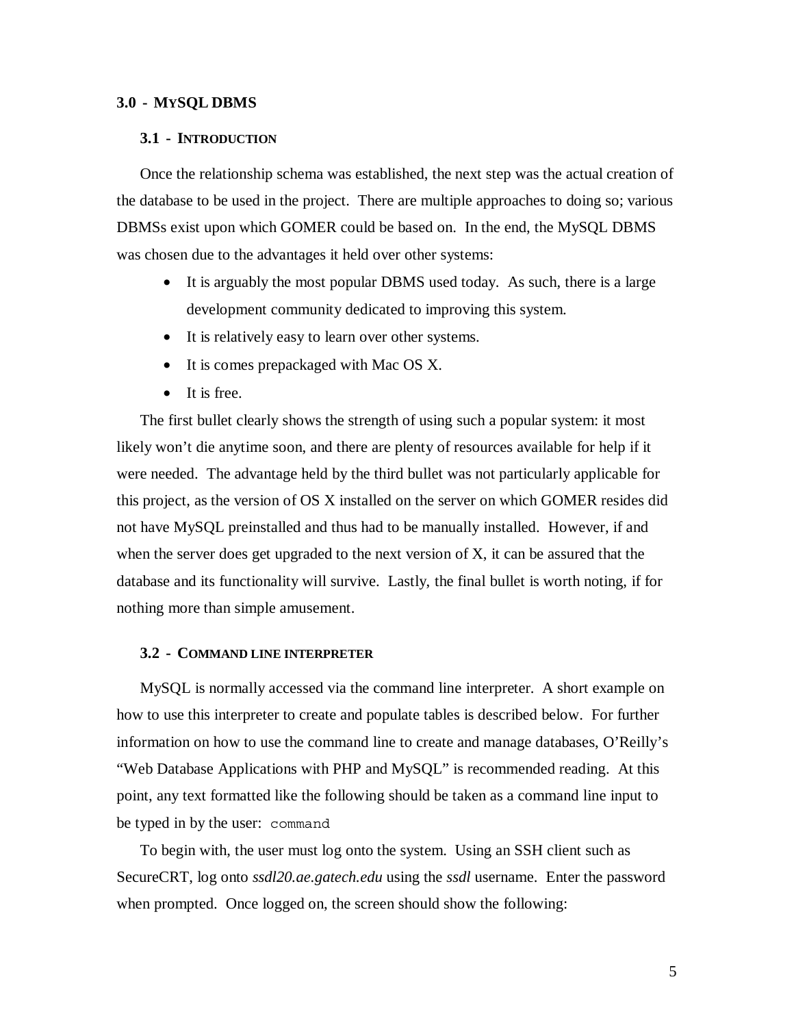## 3.0 - MySQL DBMS

### 3.1 - Introduction

Once the relationship schema was established, the next step was the actual creation of the database to be used in the project. There are multiple approaches to doing so; various DBMSs exist upon which GOMER could be based on. In the end, the MySQL DBMS was chosen due to the advantages it held over other systems:

- It is arguably the most popular DBMS used today. As such, there is a large development community dedicated to improving this system.
- It is relatively easy to learn over other systems.
- It is comes prepackaged with Mac OS X.
- It is free.

The first bullet clearly shows the strength of using such a popular system: it most likely won't die anytime soon, and there are plenty of resources available for help if it were needed. The advantage held by the third bullet was not particularly applicable for this project, as the version of OS X installed on the server on which GOMER resides did not have MySQL preinstalled and thus had to be manually installed. However, if and when the server does get upgraded to the next version of X, it can be assured that the database and its functionality will survive. Lastly, the final bullet is worth noting, if for nothing more than simple amusement.

### 3.2 - Command line interpreter

MySQL is normally accessed via the command line interpreter. A short example on how to use this interpreter to create and populate tables is described below. For further information on how to use the command line to create and manage databases, O'Reilly's "Web Database Applications with PHP and MySQL" is recommended reading. At this point, any text formatted like the following should be taken as a command line input to be typed in by the user: `command`

To begin with, the user must log onto the system. Using an SSH client such as SecureCRT, log onto *ssdl20.ae.gatech.edu* using the *ssdl* username. Enter the password when prompted. Once logged on, the screen should show the following: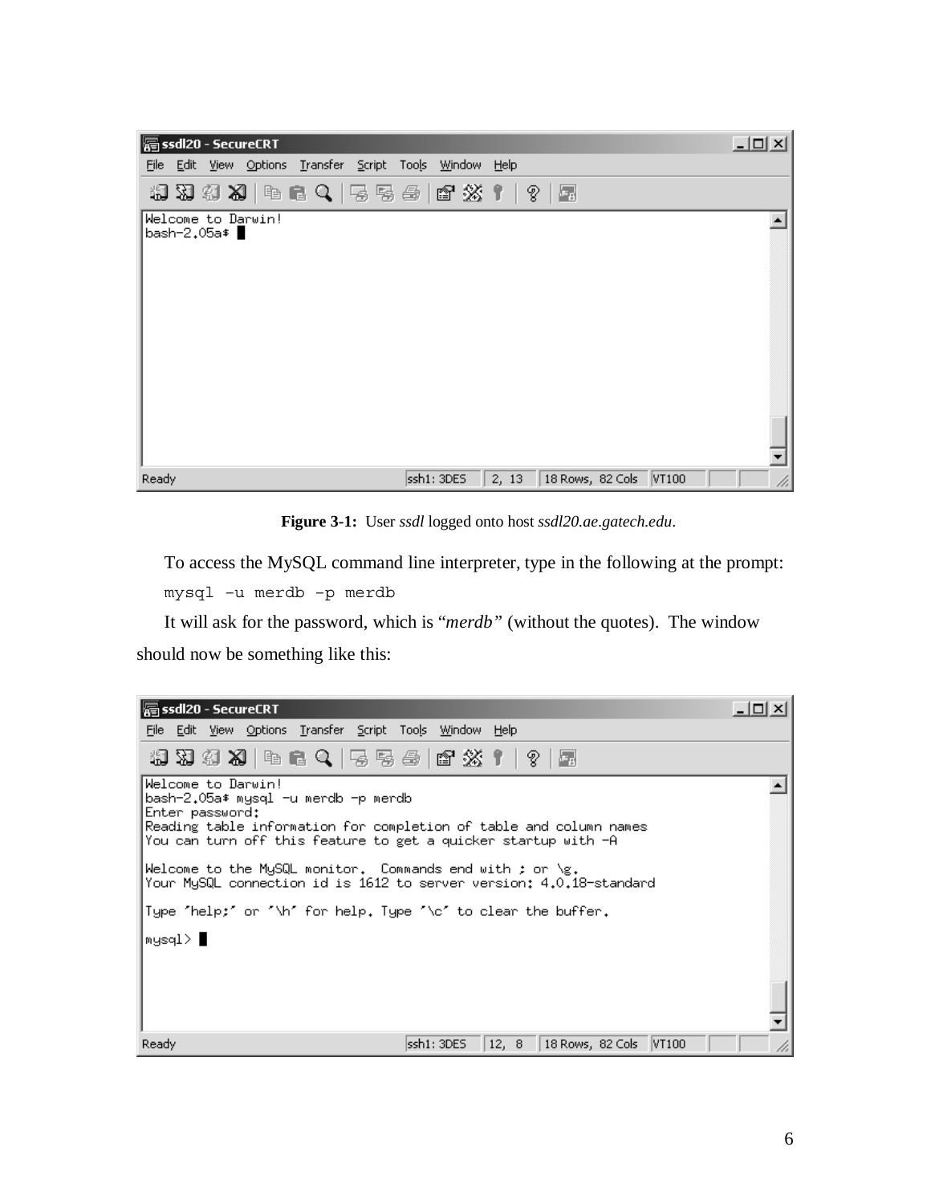```
Welcome to Darwin!
bash-2.05a$
```

**Figure 3-1:** User *ssdl* logged onto host *ssdl20.ae.gatech.edu*.

To access the MySQL command line interpreter, type in the following at the prompt:

```
mysql -u merdb -p merdb
```

It will ask for the password, which is "*merdb*" (without the quotes). The window should now be something like this:

```
Welcome to Darwin!
bash-2.05a$ mysql -u merdb -p merdb
Enter password:
Reading table information for completion of table and column names
You can turn off this feature to get a quicker startup with -A

Welcome to the MySQL monitor.  Commands end with ; or \g.
Your MySQL connection id is 1612 to server version: 4.0.18-standard

Type 'help;' or '\h' for help. Type '\c' to clear the buffer.

mysql>
```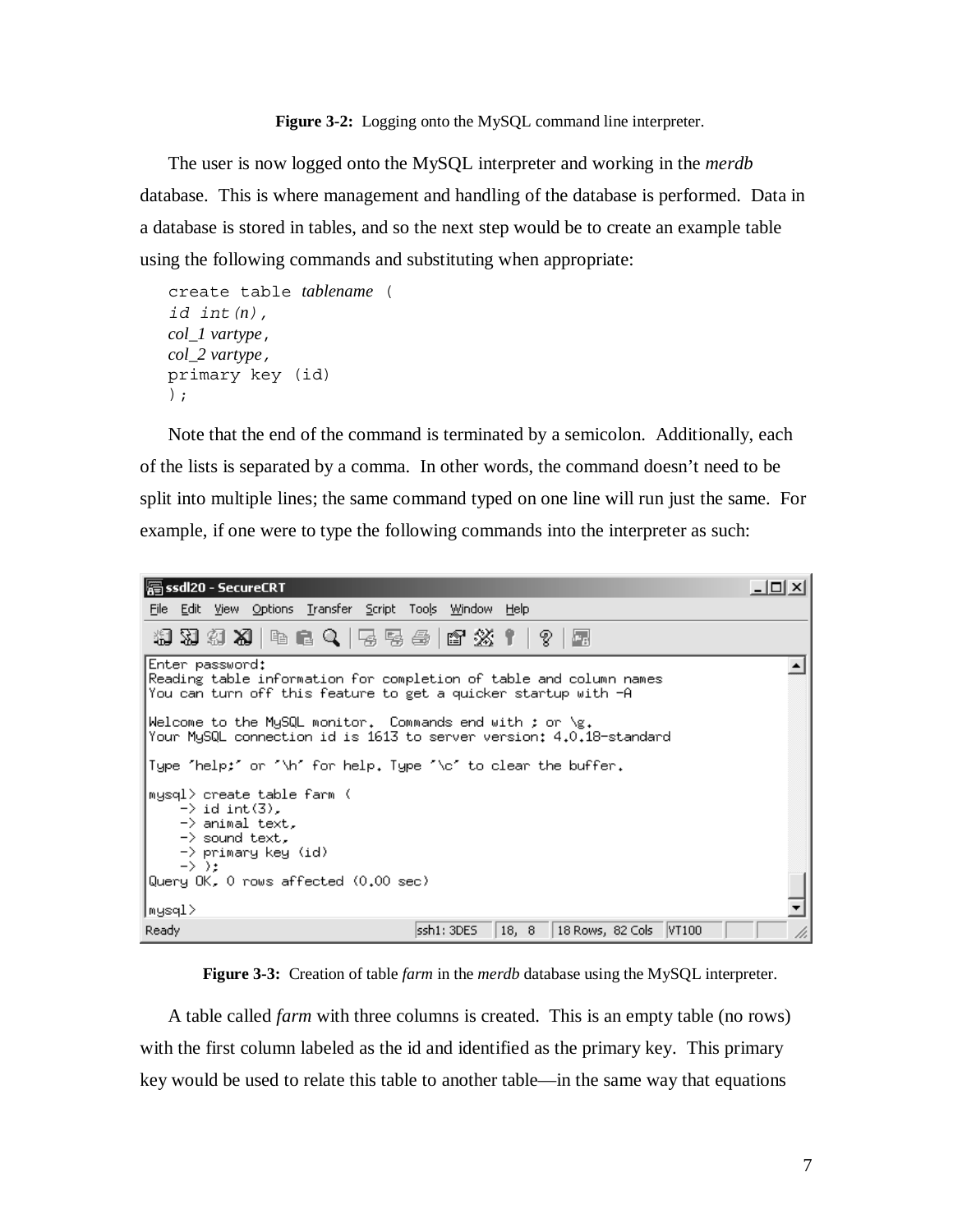**Figure 3-2:** Logging onto the MySQL command line interpreter.

The user is now logged onto the MySQL interpreter and working in the *merdb* database. This is where management and handling of the database is performed. Data in a database is stored in tables, and so the next step would be to create an example table using the following commands and substituting when appropriate:

```
create table tablename (
id int(n),
col_1 vartype,
col_2 vartype,
primary key (id)
);
```

Note that the end of the command is terminated by a semicolon. Additionally, each of the lists is separated by a comma. In other words, the command doesn't need to be split into multiple lines; the same command typed on one line will run just the same. For example, if one were to type the following commands into the interpreter as such:

```
Enter password:
Reading table information for completion of table and column names
You can turn off this feature to get a quicker startup with -A

Welcome to the MySQL monitor.  Commands end with ; or \g.
Your MySQL connection id is 1613 to server version: 4.0.18-standard

Type 'help;' or '\h' for help. Type '\c' to clear the buffer.

mysql> create table farm (
    -> id int(3),
    -> animal text,
    -> sound text,
    -> primary key (id)
    -> );
Query OK, 0 rows affected (0.00 sec)

mysql>
```

**Figure 3-3:** Creation of table *farm* in the *merdb* database using the MySQL interpreter.

A table called *farm* with three columns is created. This is an empty table (no rows) with the first column labeled as the id and identified as the primary key. This primary key would be used to relate this table to another table—in the same way that equations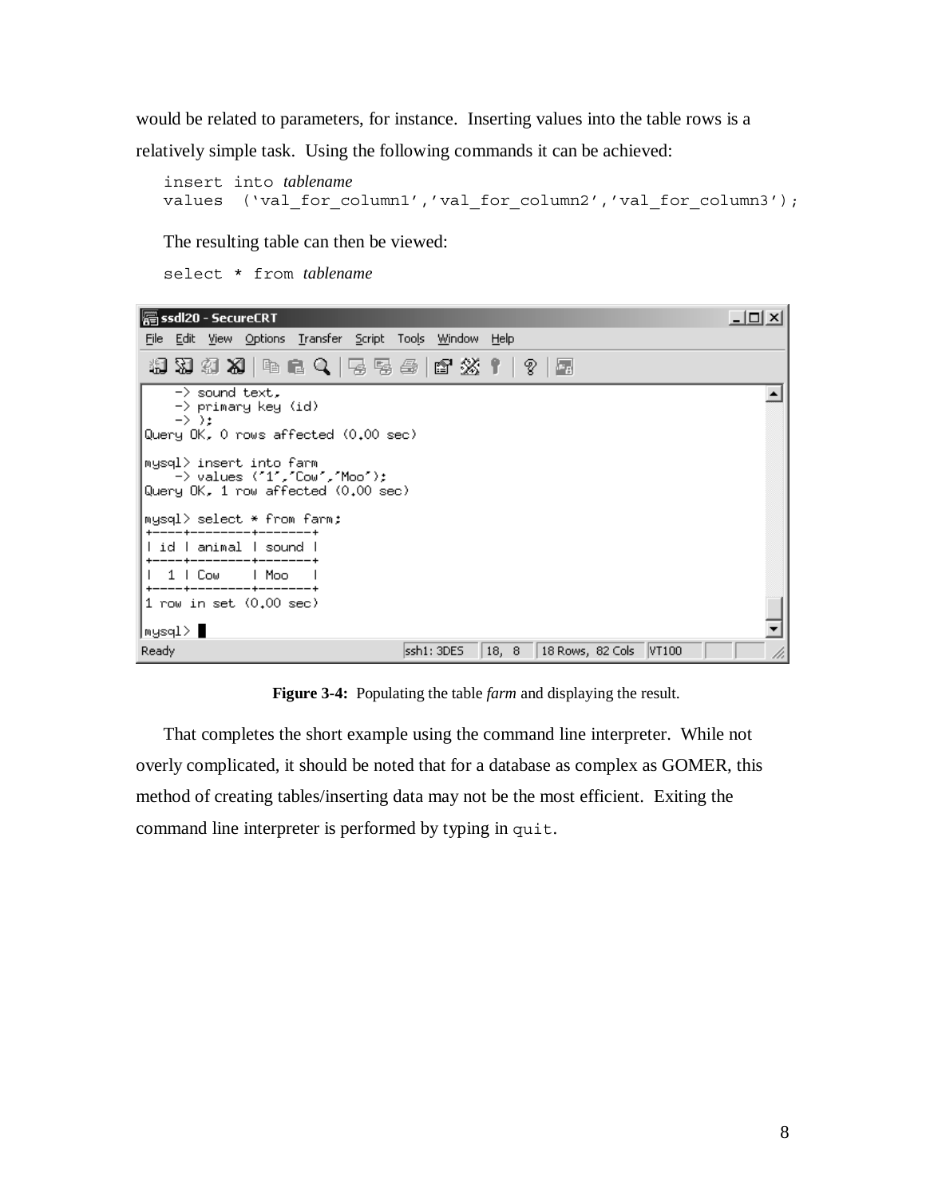would be related to parameters, for instance. Inserting values into the table rows is a relatively simple task. Using the following commands it can be achieved:

```
insert into tablename
values  ('val_for_column1','val_for_column2','val_for_column3');
```

The resulting table can then be viewed:

```
select * from tablename
```

```
    -> sound text,
    -> primary key (id)
    -> );
Query OK, 0 rows affected (0.00 sec)

mysql> insert into farm
    -> values ('1','Cow','Moo');
Query OK, 1 row affected (0.00 sec)

mysql> select * from farm;
+----+--------+-------+
| id | animal | sound |
+----+--------+-------+
|  1 | Cow    | Moo   |
+----+--------+-------+
1 row in set (0.00 sec)

mysql>
```

**Figure 3-4:** Populating the table *farm* and displaying the result.

That completes the short example using the command line interpreter. While not overly complicated, it should be noted that for a database as complex as GOMER, this method of creating tables/inserting data may not be the most efficient. Exiting the command line interpreter is performed by typing in `quit`.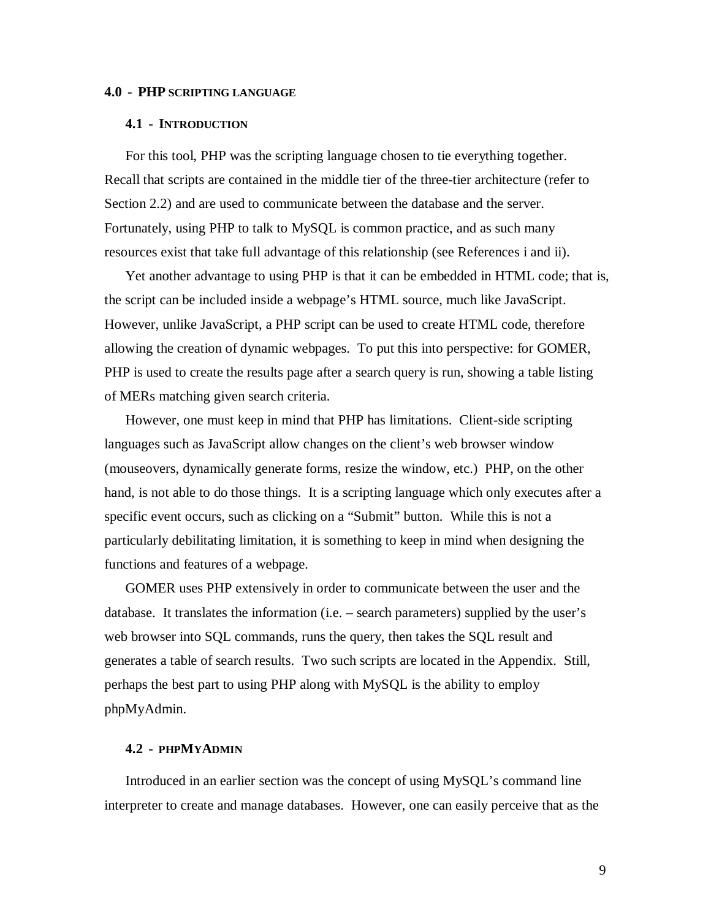## 4.0 - PHP SCRIPTING LANGUAGE

### 4.1 - INTRODUCTION

For this tool, PHP was the scripting language chosen to tie everything together. Recall that scripts are contained in the middle tier of the three-tier architecture (refer to Section 2.2) and are used to communicate between the database and the server. Fortunately, using PHP to talk to MySQL is common practice, and as such many resources exist that take full advantage of this relationship (see References i and ii).

Yet another advantage to using PHP is that it can be embedded in HTML code; that is, the script can be included inside a webpage's HTML source, much like JavaScript. However, unlike JavaScript, a PHP script can be used to create HTML code, therefore allowing the creation of dynamic webpages. To put this into perspective: for GOMER, PHP is used to create the results page after a search query is run, showing a table listing of MERs matching given search criteria.

However, one must keep in mind that PHP has limitations. Client-side scripting languages such as JavaScript allow changes on the client's web browser window (mouseovers, dynamically generate forms, resize the window, etc.) PHP, on the other hand, is not able to do those things. It is a scripting language which only executes after a specific event occurs, such as clicking on a "Submit" button. While this is not a particularly debilitating limitation, it is something to keep in mind when designing the functions and features of a webpage.

GOMER uses PHP extensively in order to communicate between the user and the database. It translates the information (i.e. – search parameters) supplied by the user's web browser into SQL commands, runs the query, then takes the SQL result and generates a table of search results. Two such scripts are located in the Appendix. Still, perhaps the best part to using PHP along with MySQL is the ability to employ phpMyAdmin.

### 4.2 - PHPMYADMIN

Introduced in an earlier section was the concept of using MySQL's command line interpreter to create and manage databases. However, one can easily perceive that as the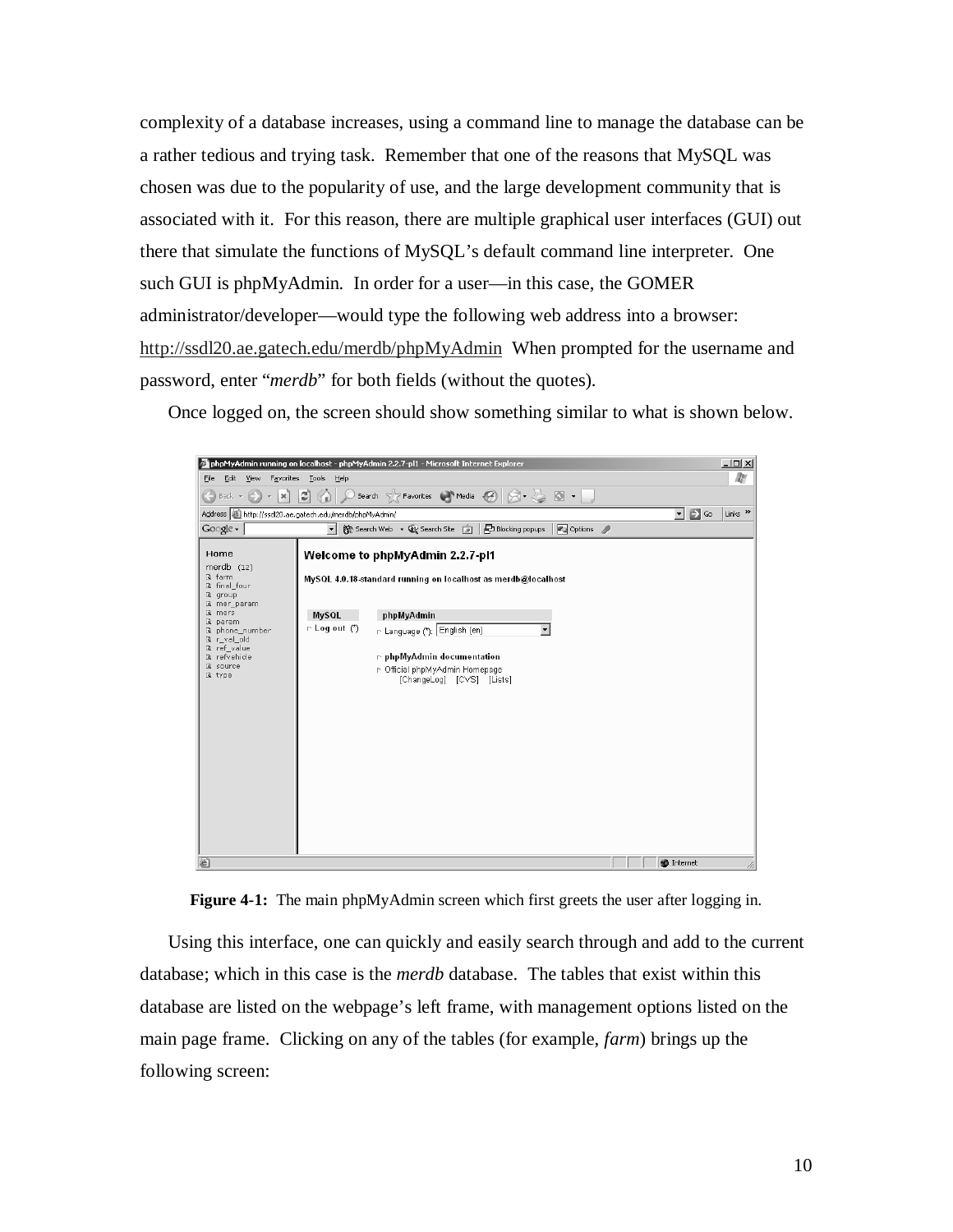complexity of a database increases, using a command line to manage the database can be a rather tedious and trying task. Remember that one of the reasons that MySQL was chosen was due to the popularity of use, and the large development community that is associated with it. For this reason, there are multiple graphical user interfaces (GUI) out there that simulate the functions of MySQL's default command line interpreter. One such GUI is phpMyAdmin. In order for a user—in this case, the GOMER administrator/developer—would type the following web address into a browser: http://ssdl20.ae.gatech.edu/merdb/phpMyAdmin When prompted for the username and password, enter "*merdb*" for both fields (without the quotes).

Once logged on, the screen should show something similar to what is shown below.

**Figure 4-1:** The main phpMyAdmin screen which first greets the user after logging in.

Using this interface, one can quickly and easily search through and add to the current database; which in this case is the *merdb* database. The tables that exist within this database are listed on the webpage's left frame, with management options listed on the main page frame. Clicking on any of the tables (for example, *farm*) brings up the following screen: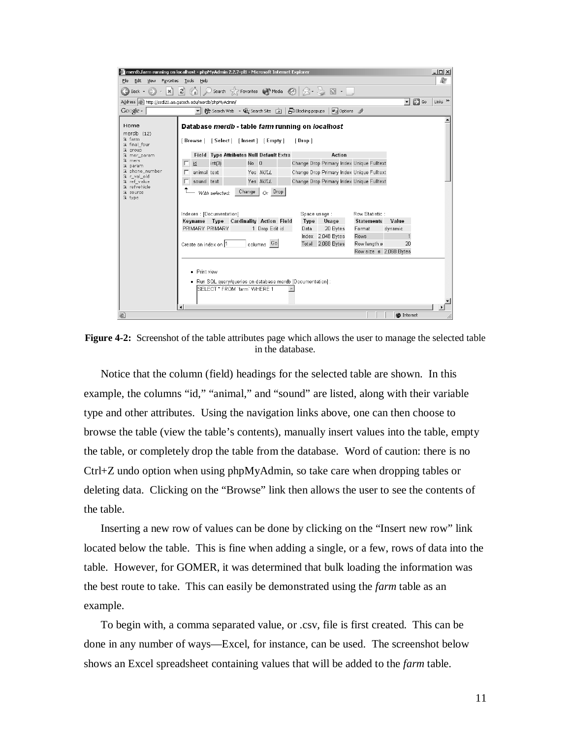**Figure 4-2:** Screenshot of the table attributes page which allows the user to manage the selected table in the database.

Notice that the column (field) headings for the selected table are shown. In this example, the columns "id," "animal," and "sound" are listed, along with their variable type and other attributes. Using the navigation links above, one can then choose to browse the table (view the table's contents), manually insert values into the table, empty the table, or completely drop the table from the database. Word of caution: there is no Ctrl+Z undo option when using phpMyAdmin, so take care when dropping tables or deleting data. Clicking on the "Browse" link then allows the user to see the contents of the table.

Inserting a new row of values can be done by clicking on the "Insert new row" link located below the table. This is fine when adding a single, or a few, rows of data into the table. However, for GOMER, it was determined that bulk loading the information was the best route to take. This can easily be demonstrated using the *farm* table as an example.

To begin with, a comma separated value, or .csv, file is first created. This can be done in any number of ways—Excel, for instance, can be used. The screenshot below shows an Excel spreadsheet containing values that will be added to the *farm* table.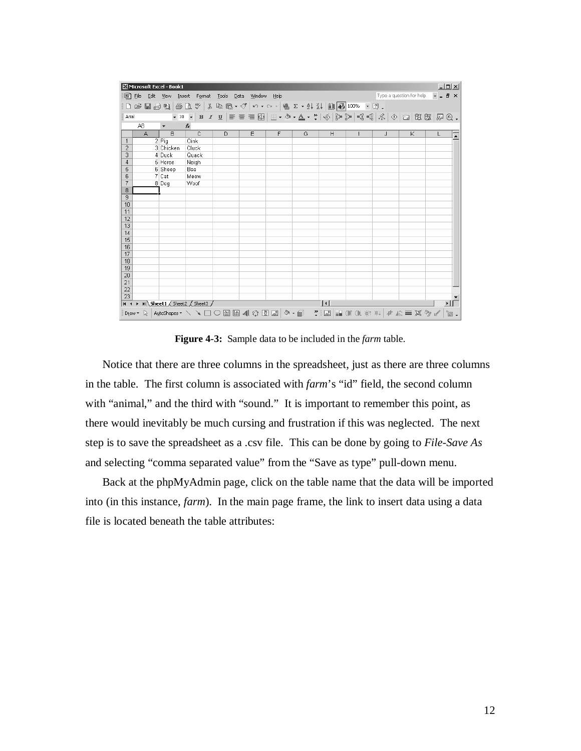**Figure 4-3:** Sample data to be included in the *farm* table.

Notice that there are three columns in the spreadsheet, just as there are three columns in the table. The first column is associated with *farm*'s "id" field, the second column with "animal," and the third with "sound." It is important to remember this point, as there would inevitably be much cursing and frustration if this was neglected. The next step is to save the spreadsheet as a .csv file. This can be done by going to *File-Save As* and selecting "comma separated value" from the "Save as type" pull-down menu.

Back at the phpMyAdmin page, click on the table name that the data will be imported into (in this instance, *farm*). In the main page frame, the link to insert data using a data file is located beneath the table attributes: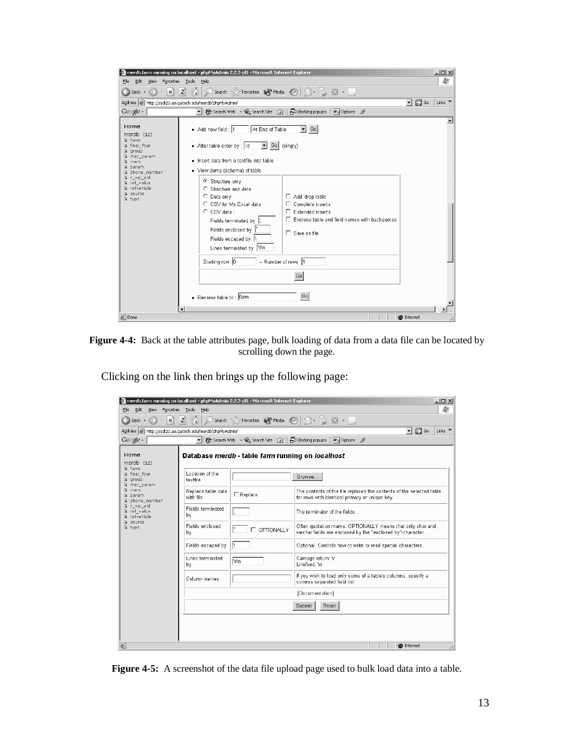**Figure 4-4:** Back at the table attributes page, bulk loading of data from a data file can be located by scrolling down the page.

Clicking on the link then brings up the following page:

**Figure 4-5:** A screenshot of the data file upload page used to bulk load data into a table.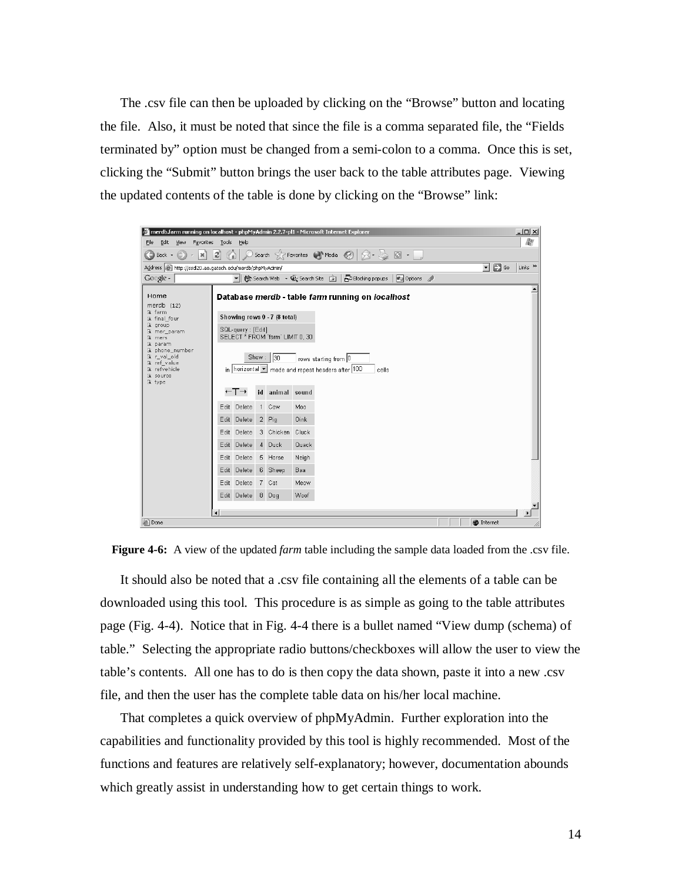The .csv file can then be uploaded by clicking on the "Browse" button and locating the file. Also, it must be noted that since the file is a comma separated file, the "Fields terminated by" option must be changed from a semi-colon to a comma. Once this is set, clicking the "Submit" button brings the user back to the table attributes page. Viewing the updated contents of the table is done by clicking on the "Browse" link:

**Figure 4-6:** A view of the updated *farm* table including the sample data loaded from the .csv file.

It should also be noted that a .csv file containing all the elements of a table can be downloaded using this tool. This procedure is as simple as going to the table attributes page (Fig. 4-4). Notice that in Fig. 4-4 there is a bullet named "View dump (schema) of table." Selecting the appropriate radio buttons/checkboxes will allow the user to view the table's contents. All one has to do is then copy the data shown, paste it into a new .csv file, and then the user has the complete table data on his/her local machine.

That completes a quick overview of phpMyAdmin. Further exploration into the capabilities and functionality provided by this tool is highly recommended. Most of the functions and features are relatively self-explanatory; however, documentation abounds which greatly assist in understanding how to get certain things to work.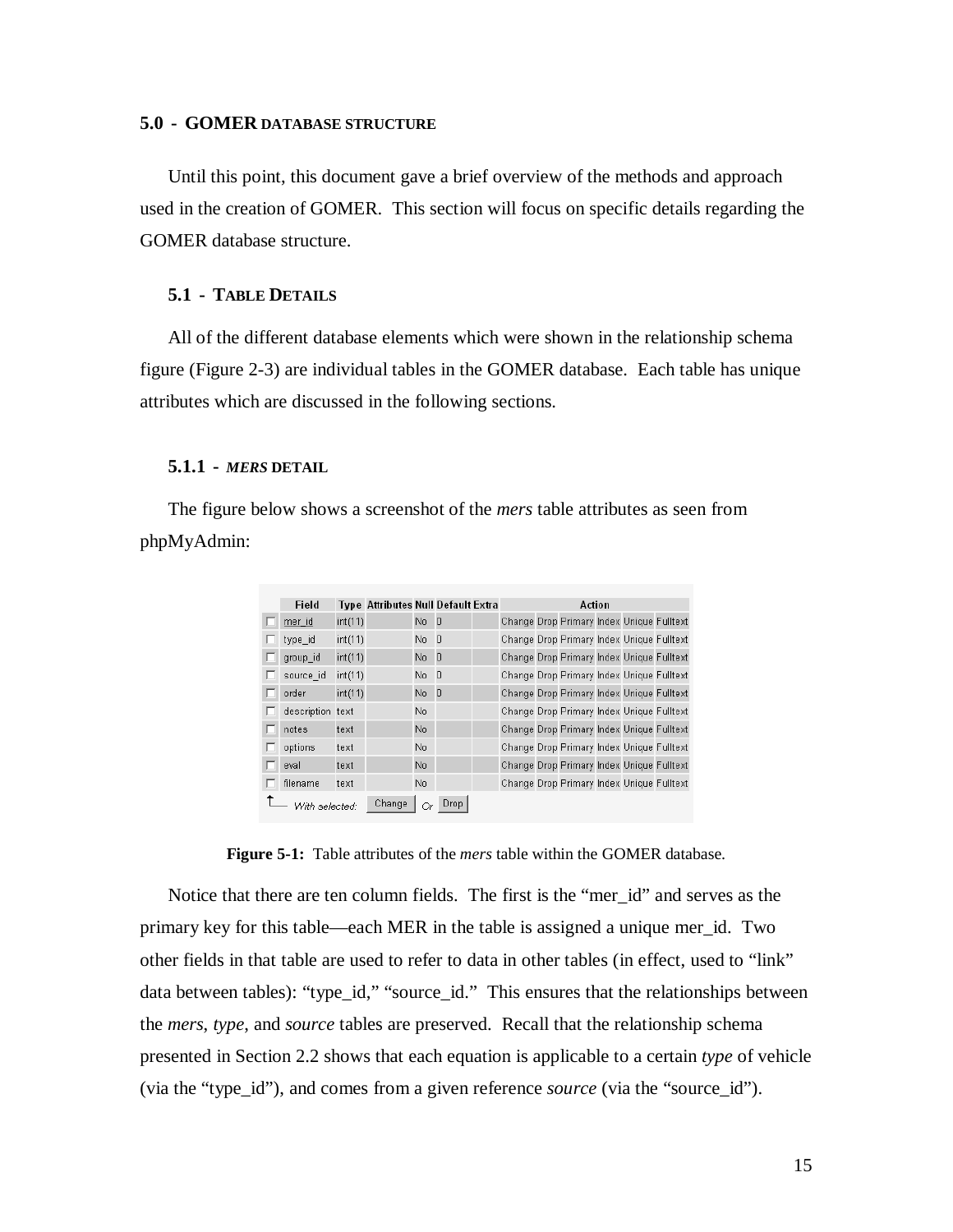## 5.0 - GOMER DATABASE STRUCTURE

Until this point, this document gave a brief overview of the methods and approach used in the creation of GOMER. This section will focus on specific details regarding the GOMER database structure.

### 5.1 - TABLE DETAILS

All of the different database elements which were shown in the relationship schema figure (Figure 2-3) are individual tables in the GOMER database. Each table has unique attributes which are discussed in the following sections.

#### 5.1.1 - *MERS* DETAIL

The figure below shows a screenshot of the *mers* table attributes as seen from phpMyAdmin:

| Field | Type | Attributes | Null | Default | Extra | Action | | | | | |
|---|---|---|---|---|---|---|---|---|---|---|---|
| mer_id | int(11) | | No | 0 | | Change | Drop | Primary | Index | Unique | Fulltext |
| type_id | int(11) | | No | 0 | | Change | Drop | Primary | Index | Unique | Fulltext |
| group_id | int(11) | | No | 0 | | Change | Drop | Primary | Index | Unique | Fulltext |
| source_id | int(11) | | No | 0 | | Change | Drop | Primary | Index | Unique | Fulltext |
| order | int(11) | | No | 0 | | Change | Drop | Primary | Index | Unique | Fulltext |
| description | text | | No | | | Change | Drop | Primary | Index | Unique | Fulltext |
| notes | text | | No | | | Change | Drop | Primary | Index | Unique | Fulltext |
| options | text | | No | | | Change | Drop | Primary | Index | Unique | Fulltext |
| eval | text | | No | | | Change | Drop | Primary | Index | Unique | Fulltext |
| filename | text | | No | | | Change | Drop | Primary | Index | Unique | Fulltext |

With selected: Change Or Drop

**Figure 5-1:** Table attributes of the *mers* table within the GOMER database.

Notice that there are ten column fields. The first is the "mer_id" and serves as the primary key for this table—each MER in the table is assigned a unique mer_id. Two other fields in that table are used to refer to data in other tables (in effect, used to "link" data between tables): "type_id," "source_id." This ensures that the relationships between the *mers*, *type*, and *source* tables are preserved. Recall that the relationship schema presented in Section 2.2 shows that each equation is applicable to a certain *type* of vehicle (via the "type_id"), and comes from a given reference *source* (via the "source_id").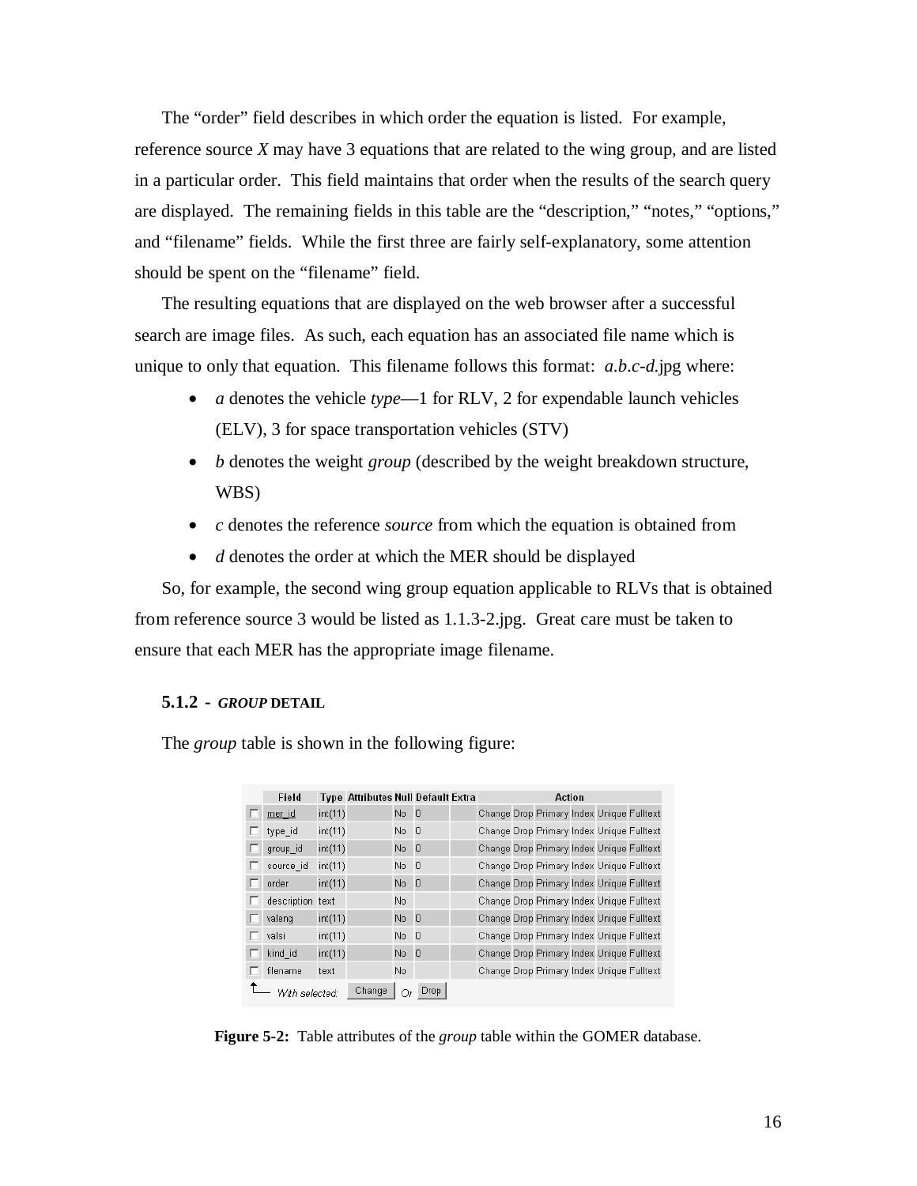The "order" field describes in which order the equation is listed. For example, reference source *X* may have 3 equations that are related to the wing group, and are listed in a particular order. This field maintains that order when the results of the search query are displayed. The remaining fields in this table are the "description," "notes," "options," and "filename" fields. While the first three are fairly self-explanatory, some attention should be spent on the "filename" field.

The resulting equations that are displayed on the web browser after a successful search are image files. As such, each equation has an associated file name which is unique to only that equation. This filename follows this format: *a*.*b*.*c*-*d*.jpg where:

- *a* denotes the vehicle *type*—1 for RLV, 2 for expendable launch vehicles (ELV), 3 for space transportation vehicles (STV)
- *b* denotes the weight *group* (described by the weight breakdown structure, WBS)
- *c* denotes the reference *source* from which the equation is obtained from
- *d* denotes the order at which the MER should be displayed

So, for example, the second wing group equation applicable to RLVs that is obtained from reference source 3 would be listed as 1.1.3-2.jpg. Great care must be taken to ensure that each MER has the appropriate image filename.

### 5.1.2 - *GROUP* DETAIL

The *group* table is shown in the following figure:

| Field | Type | Attributes | Null | Default | Extra | Action |
|---|---|---|---|---|---|---|
| mer_id | int(11) | | No | 0 | | Change Drop Primary Index Unique Fulltext |
| type_id | int(11) | | No | 0 | | Change Drop Primary Index Unique Fulltext |
| group_id | int(11) | | No | 0 | | Change Drop Primary Index Unique Fulltext |
| source_id | int(11) | | No | 0 | | Change Drop Primary Index Unique Fulltext |
| order | int(11) | | No | 0 | | Change Drop Primary Index Unique Fulltext |
| description | text | | No | | | Change Drop Primary Index Unique Fulltext |
| valeng | int(11) | | No | 0 | | Change Drop Primary Index Unique Fulltext |
| valsi | int(11) | | No | 0 | | Change Drop Primary Index Unique Fulltext |
| kind_id | int(11) | | No | 0 | | Change Drop Primary Index Unique Fulltext |
| filename | text | | No | | | Change Drop Primary Index Unique Fulltext |

With selected: Change Or Drop

**Figure 5-2:** Table attributes of the *group* table within the GOMER database.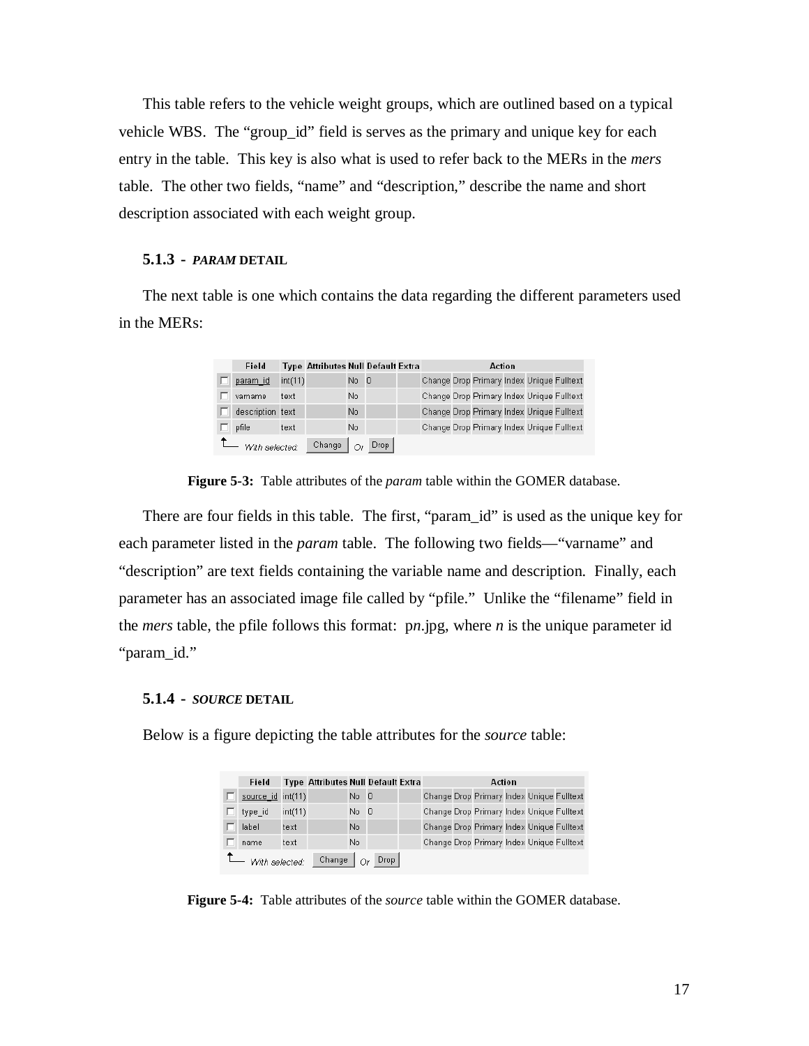This table refers to the vehicle weight groups, which are outlined based on a typical vehicle WBS. The "group_id" field is serves as the primary and unique key for each entry in the table. This key is also what is used to refer back to the MERs in the *mers* table. The other two fields, "name" and "description," describe the name and short description associated with each weight group.

### 5.1.3 - *PARAM* DETAIL

The next table is one which contains the data regarding the different parameters used in the MERs:

| | Field | Type | Attributes | Null | Default | Extra | Action | | | | | |
|---|---|---|---|---|---|---|---|---|---|---|---|---|
| ☐ | param_id | int(11) | | No | 0 | | Change | Drop | Primary | Index | Unique | Fulltext |
| ☐ | varname | text | | No | | | Change | Drop | Primary | Index | Unique | Fulltext |
| ☐ | description | text | | No | | | Change | Drop | Primary | Index | Unique | Fulltext |
| ☐ | pfile | text | | No | | | Change | Drop | Primary | Index | Unique | Fulltext |

With selected: Change Or Drop

**Figure 5-3:** Table attributes of the *param* table within the GOMER database.

There are four fields in this table. The first, "param_id" is used as the unique key for each parameter listed in the *param* table. The following two fields—"varname" and "description" are text fields containing the variable name and description. Finally, each parameter has an associated image file called by "pfile." Unlike the "filename" field in the *mers* table, the pfile follows this format: p*n*.jpg, where *n* is the unique parameter id "param_id."

### 5.1.4 - *SOURCE* DETAIL

Below is a figure depicting the table attributes for the *source* table:

| | Field | Type | Attributes | Null | Default | Extra | Action | | | | | |
|---|---|---|---|---|---|---|---|---|---|---|---|---|
| ☐ | source_id | int(11) | | No | 0 | | Change | Drop | Primary | Index | Unique | Fulltext |
| ☐ | type_id | int(11) | | No | 0 | | Change | Drop | Primary | Index | Unique | Fulltext |
| ☐ | label | text | | No | | | Change | Drop | Primary | Index | Unique | Fulltext |
| ☐ | name | text | | No | | | Change | Drop | Primary | Index | Unique | Fulltext |

With selected: Change Or Drop

**Figure 5-4:** Table attributes of the *source* table within the GOMER database.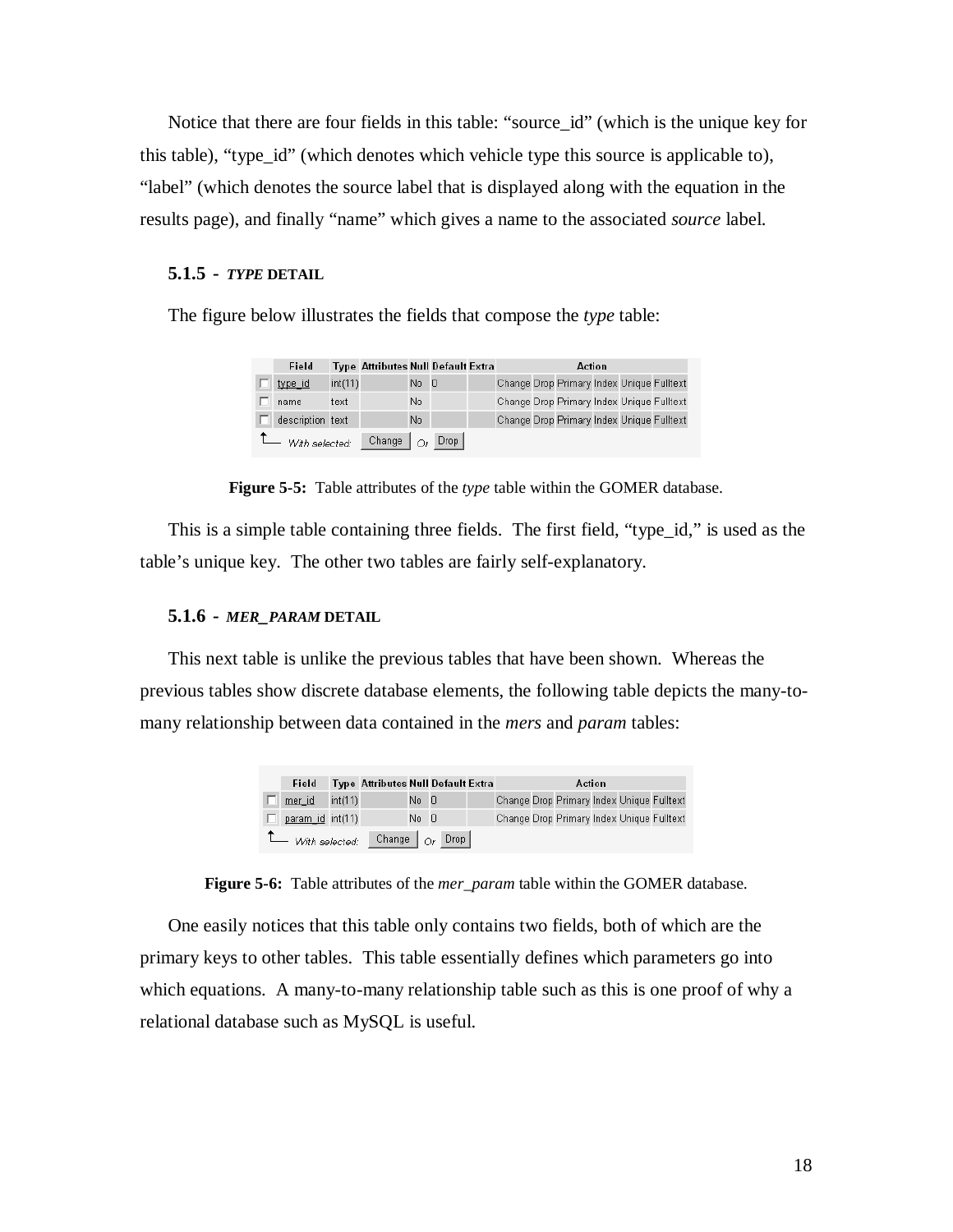Notice that there are four fields in this table: "source_id" (which is the unique key for this table), "type_id" (which denotes which vehicle type this source is applicable to), "label" (which denotes the source label that is displayed along with the equation in the results page), and finally "name" which gives a name to the associated *source* label.

### 5.1.5 - *TYPE* DETAIL

The figure below illustrates the fields that compose the *type* table:

| | Field | Type | Attributes | Null | Default | Extra | Action | | | | | |
|---|---|---|---|---|---|---|---|---|---|---|---|---|
| ☐ | type_id | int(11) | | No | 0 | | Change | Drop | Primary | Index | Unique | Fulltext |
| ☐ | name | text | | No | | | Change | Drop | Primary | Index | Unique | Fulltext |
| ☐ | description | text | | No | | | Change | Drop | Primary | Index | Unique | Fulltext |

With selected: Change Or Drop

**Figure 5-5:** Table attributes of the *type* table within the GOMER database.

This is a simple table containing three fields. The first field, "type_id," is used as the table's unique key. The other two tables are fairly self-explanatory.

### 5.1.6 - *MER_PARAM* DETAIL

This next table is unlike the previous tables that have been shown. Whereas the previous tables show discrete database elements, the following table depicts the many-to-many relationship between data contained in the *mers* and *param* tables:

| | Field | Type | Attributes | Null | Default | Extra | Action | | | | | |
|---|---|---|---|---|---|---|---|---|---|---|---|---|
| ☐ | mer_id | int(11) | | No | 0 | | Change | Drop | Primary | Index | Unique | Fulltext |
| ☐ | param_id | int(11) | | No | 0 | | Change | Drop | Primary | Index | Unique | Fulltext |

With selected: Change Or Drop

**Figure 5-6:** Table attributes of the *mer_param* table within the GOMER database.

One easily notices that this table only contains two fields, both of which are the primary keys to other tables. This table essentially defines which parameters go into which equations. A many-to-many relationship table such as this is one proof of why a relational database such as MySQL is useful.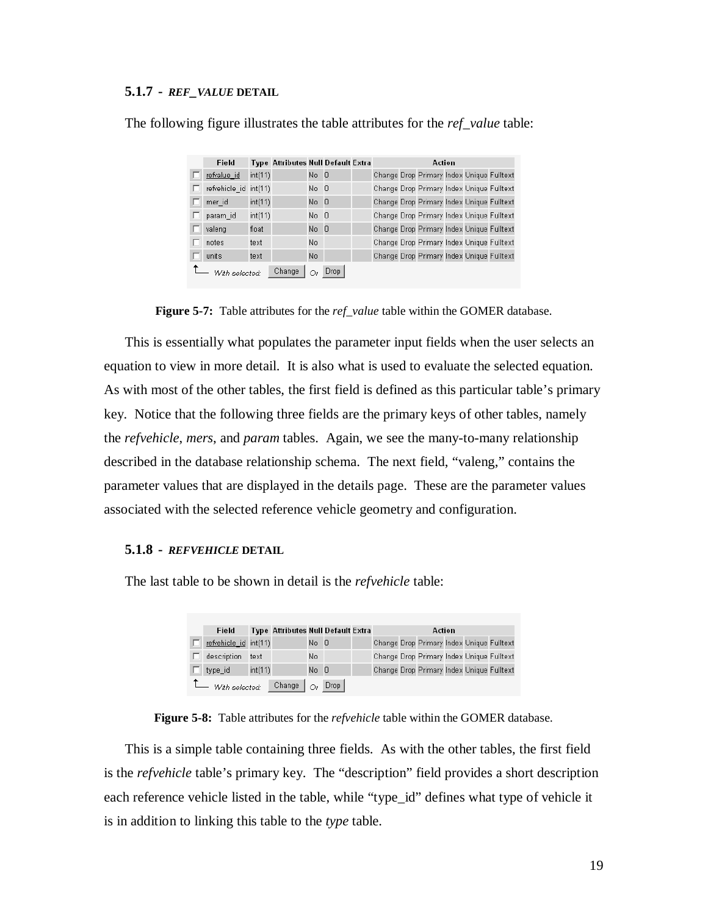### 5.1.7 - *REF_VALUE* DETAIL

The following figure illustrates the table attributes for the *ref_value* table:

| | Field | Type | Attributes | Null | Default | Extra | Action | | | | | |
|---|---|---|---|---|---|---|---|---|---|---|---|---|
| ☐ | refvalue_id | int(11) | | No | 0 | | Change | Drop | Primary | Index | Unique | Fulltext |
| ☐ | refvehicle_id | int(11) | | No | 0 | | Change | Drop | Primary | Index | Unique | Fulltext |
| ☐ | mer_id | int(11) | | No | 0 | | Change | Drop | Primary | Index | Unique | Fulltext |
| ☐ | param_id | int(11) | | No | 0 | | Change | Drop | Primary | Index | Unique | Fulltext |
| ☐ | valeng | float | | No | 0 | | Change | Drop | Primary | Index | Unique | Fulltext |
| ☐ | notes | text | | No | | | Change | Drop | Primary | Index | Unique | Fulltext |
| ☐ | units | text | | No | | | Change | Drop | Primary | Index | Unique | Fulltext |

With selected: Change Or Drop

**Figure 5-7:** Table attributes for the *ref_value* table within the GOMER database.

This is essentially what populates the parameter input fields when the user selects an equation to view in more detail. It is also what is used to evaluate the selected equation. As with most of the other tables, the first field is defined as this particular table's primary key. Notice that the following three fields are the primary keys of other tables, namely the *refvehicle*, *mers*, and *param* tables. Again, we see the many-to-many relationship described in the database relationship schema. The next field, "valeng," contains the parameter values that are displayed in the details page. These are the parameter values associated with the selected reference vehicle geometry and configuration.

### 5.1.8 - *REFVEHICLE* DETAIL

The last table to be shown in detail is the *refvehicle* table:

| | Field | Type | Attributes | Null | Default | Extra | Action | | | | | |
|---|---|---|---|---|---|---|---|---|---|---|---|---|
| ☐ | refvehicle_id | int(11) | | No | 0 | | Change | Drop | Primary | Index | Unique | Fulltext |
| ☐ | description | text | | No | | | Change | Drop | Primary | Index | Unique | Fulltext |
| ☐ | type_id | int(11) | | No | 0 | | Change | Drop | Primary | Index | Unique | Fulltext |

With selected: Change Or Drop

**Figure 5-8:** Table attributes for the *refvehicle* table within the GOMER database.

This is a simple table containing three fields. As with the other tables, the first field is the *refvehicle* table's primary key. The "description" field provides a short description each reference vehicle listed in the table, while "type_id" defines what type of vehicle it is in addition to linking this table to the *type* table.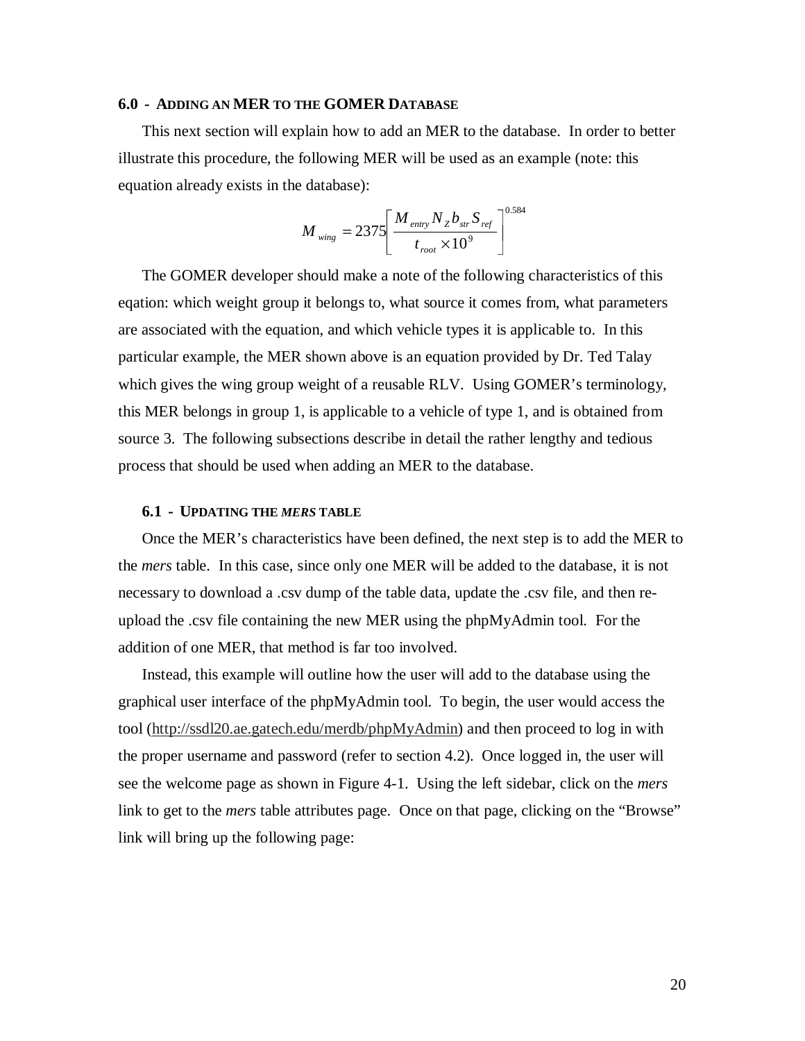## 6.0 - ADDING AN MER TO THE GOMER DATABASE

This next section will explain how to add an MER to the database. In order to better illustrate this procedure, the following MER will be used as an example (note: this equation already exists in the database):

$$M_{wing} = 2375\left[\frac{M_{entry} N_Z b_{str} S_{ref}}{t_{root} \times 10^9}\right]^{0.584}$$

The GOMER developer should make a note of the following characteristics of this eqation: which weight group it belongs to, what source it comes from, what parameters are associated with the equation, and which vehicle types it is applicable to. In this particular example, the MER shown above is an equation provided by Dr. Ted Talay which gives the wing group weight of a reusable RLV. Using GOMER's terminology, this MER belongs in group 1, is applicable to a vehicle of type 1, and is obtained from source 3. The following subsections describe in detail the rather lengthy and tedious process that should be used when adding an MER to the database.

### 6.1 - UPDATING THE *MERS* TABLE

Once the MER's characteristics have been defined, the next step is to add the MER to the *mers* table. In this case, since only one MER will be added to the database, it is not necessary to download a .csv dump of the table data, update the .csv file, and then re-upload the .csv file containing the new MER using the phpMyAdmin tool. For the addition of one MER, that method is far too involved.

Instead, this example will outline how the user will add to the database using the graphical user interface of the phpMyAdmin tool. To begin, the user would access the tool (http://ssdl20.ae.gatech.edu/merdb/phpMyAdmin) and then proceed to log in with the proper username and password (refer to section 4.2). Once logged in, the user will see the welcome page as shown in Figure 4-1. Using the left sidebar, click on the *mers* link to get to the *mers* table attributes page. Once on that page, clicking on the "Browse" link will bring up the following page: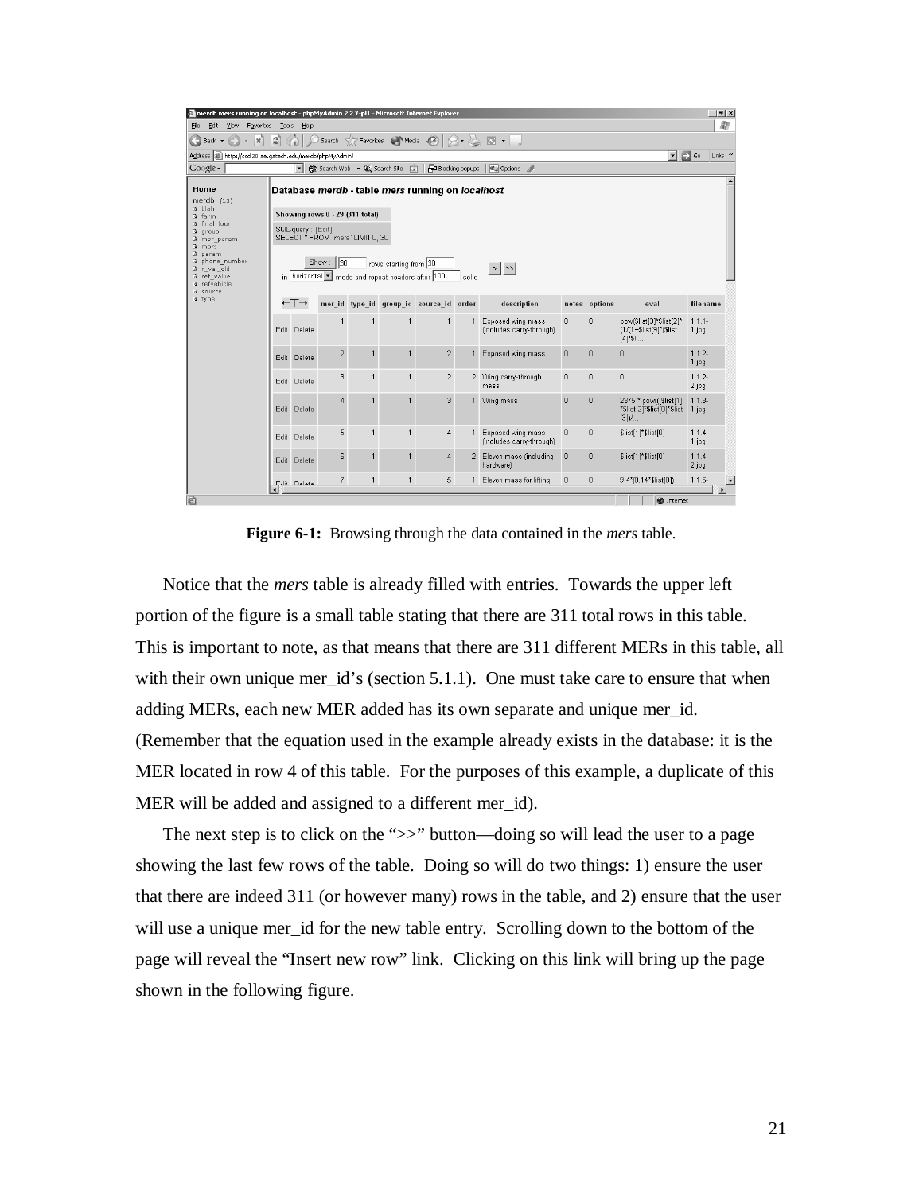**Figure 6-1:** Browsing through the data contained in the *mers* table.

Notice that the *mers* table is already filled with entries. Towards the upper left portion of the figure is a small table stating that there are 311 total rows in this table. This is important to note, as that means that there are 311 different MERs in this table, all with their own unique mer_id's (section 5.1.1). One must take care to ensure that when adding MERs, each new MER added has its own separate and unique mer_id. (Remember that the equation used in the example already exists in the database: it is the MER located in row 4 of this table. For the purposes of this example, a duplicate of this MER will be added and assigned to a different mer_id).

The next step is to click on the ">>" button—doing so will lead the user to a page showing the last few rows of the table. Doing so will do two things: 1) ensure the user that there are indeed 311 (or however many) rows in the table, and 2) ensure that the user will use a unique mer_id for the new table entry. Scrolling down to the bottom of the page will reveal the "Insert new row" link. Clicking on this link will bring up the page shown in the following figure.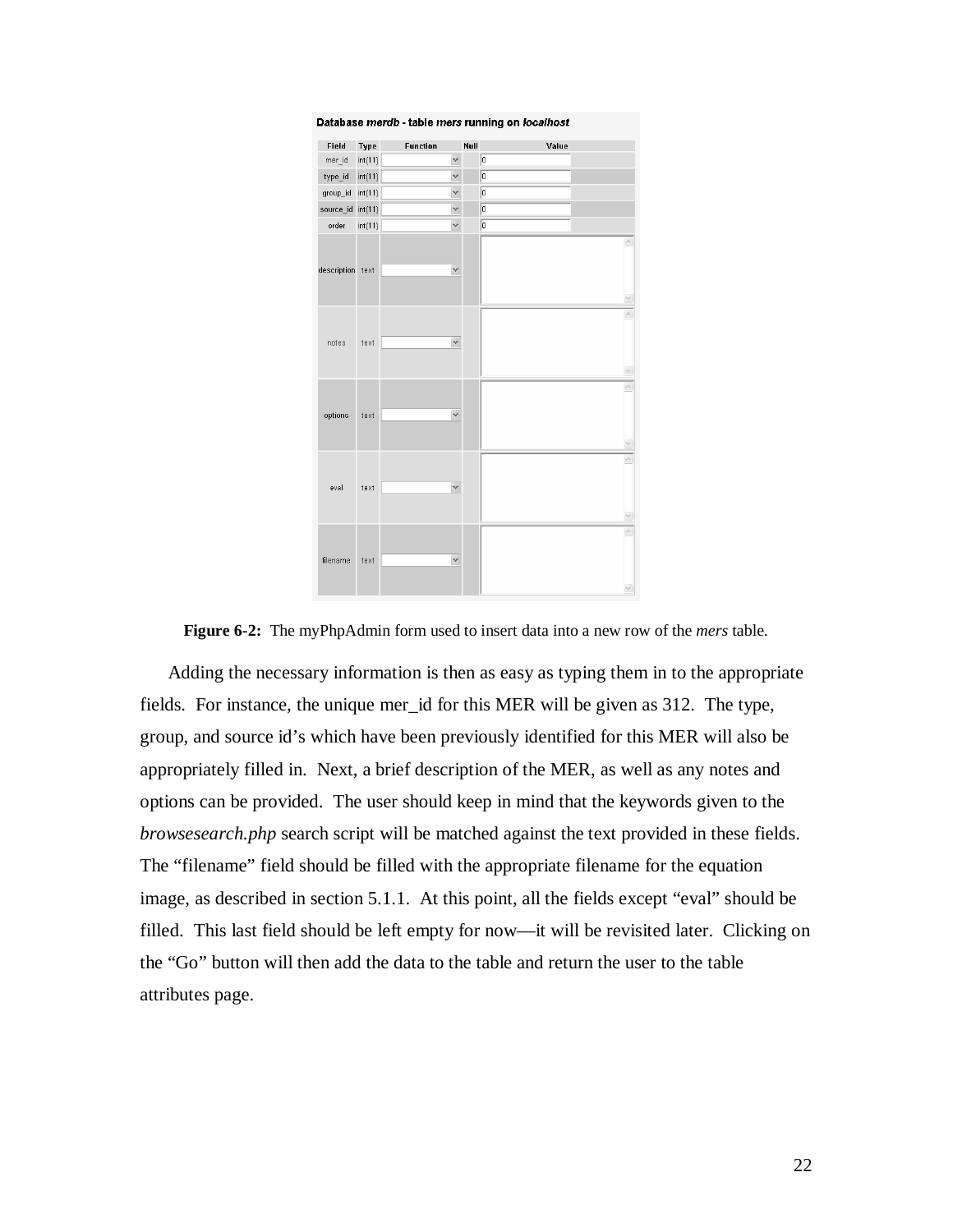**Database *merdb* - table *mers* running on *localhost***

| Field | Type | Function | Null | Value |
|---|---|---|---|---|
| mer_id | int(11) | | | 0 |
| type_id | int(11) | | | 0 |
| group_id | int(11) | | | 0 |
| source_id | int(11) | | | 0 |
| order | int(11) | | | 0 |
| description | text | | | |
| notes | text | | | |
| options | text | | | |
| eval | text | | | |
| filename | text | | | |

**Figure 6-2:** The myPhpAdmin form used to insert data into a new row of the *mers* table.

Adding the necessary information is then as easy as typing them in to the appropriate fields. For instance, the unique mer_id for this MER will be given as 312. The type, group, and source id's which have been previously identified for this MER will also be appropriately filled in. Next, a brief description of the MER, as well as any notes and options can be provided. The user should keep in mind that the keywords given to the *browsesearch.php* search script will be matched against the text provided in these fields. The "filename" field should be filled with the appropriate filename for the equation image, as described in section 5.1.1. At this point, all the fields except "eval" should be filled. This last field should be left empty for now—it will be revisited later. Clicking on the "Go" button will then add the data to the table and return the user to the table attributes page.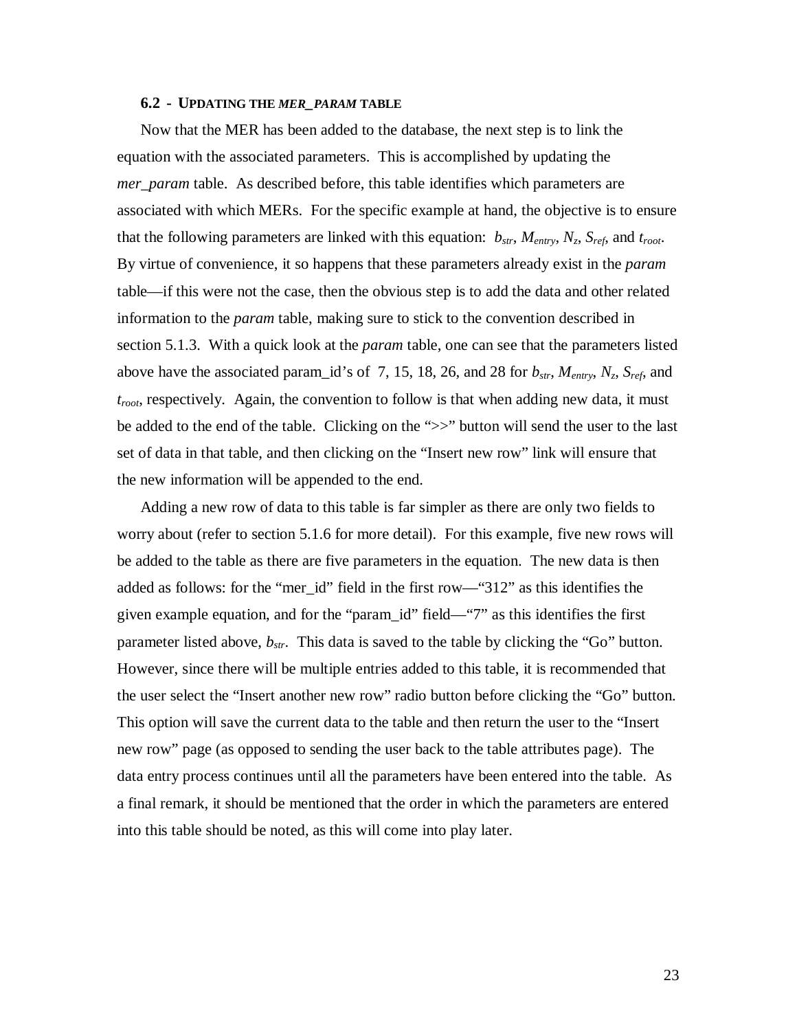### 6.2 - UPDATING THE *MER_PARAM* TABLE

Now that the MER has been added to the database, the next step is to link the equation with the associated parameters. This is accomplished by updating the *mer_param* table. As described before, this table identifies which parameters are associated with which MERs. For the specific example at hand, the objective is to ensure that the following parameters are linked with this equation: $b_{str}$, $M_{entry}$, $N_z$, $S_{ref}$, and $t_{root}$. By virtue of convenience, it so happens that these parameters already exist in the *param* table—if this were not the case, then the obvious step is to add the data and other related information to the *param* table, making sure to stick to the convention described in section 5.1.3. With a quick look at the *param* table, one can see that the parameters listed above have the associated param_id's of 7, 15, 18, 26, and 28 for $b_{str}$, $M_{entry}$, $N_z$, $S_{ref}$, and $t_{root}$, respectively. Again, the convention to follow is that when adding new data, it must be added to the end of the table. Clicking on the ">>" button will send the user to the last set of data in that table, and then clicking on the "Insert new row" link will ensure that the new information will be appended to the end.

Adding a new row of data to this table is far simpler as there are only two fields to worry about (refer to section 5.1.6 for more detail). For this example, five new rows will be added to the table as there are five parameters in the equation. The new data is then added as follows: for the "mer_id" field in the first row—"312" as this identifies the given example equation, and for the "param_id" field—"7" as this identifies the first parameter listed above, $b_{str}$. This data is saved to the table by clicking the "Go" button. However, since there will be multiple entries added to this table, it is recommended that the user select the "Insert another new row" radio button before clicking the "Go" button. This option will save the current data to the table and then return the user to the "Insert new row" page (as opposed to sending the user back to the table attributes page). The data entry process continues until all the parameters have been entered into the table. As a final remark, it should be mentioned that the order in which the parameters are entered into this table should be noted, as this will come into play later.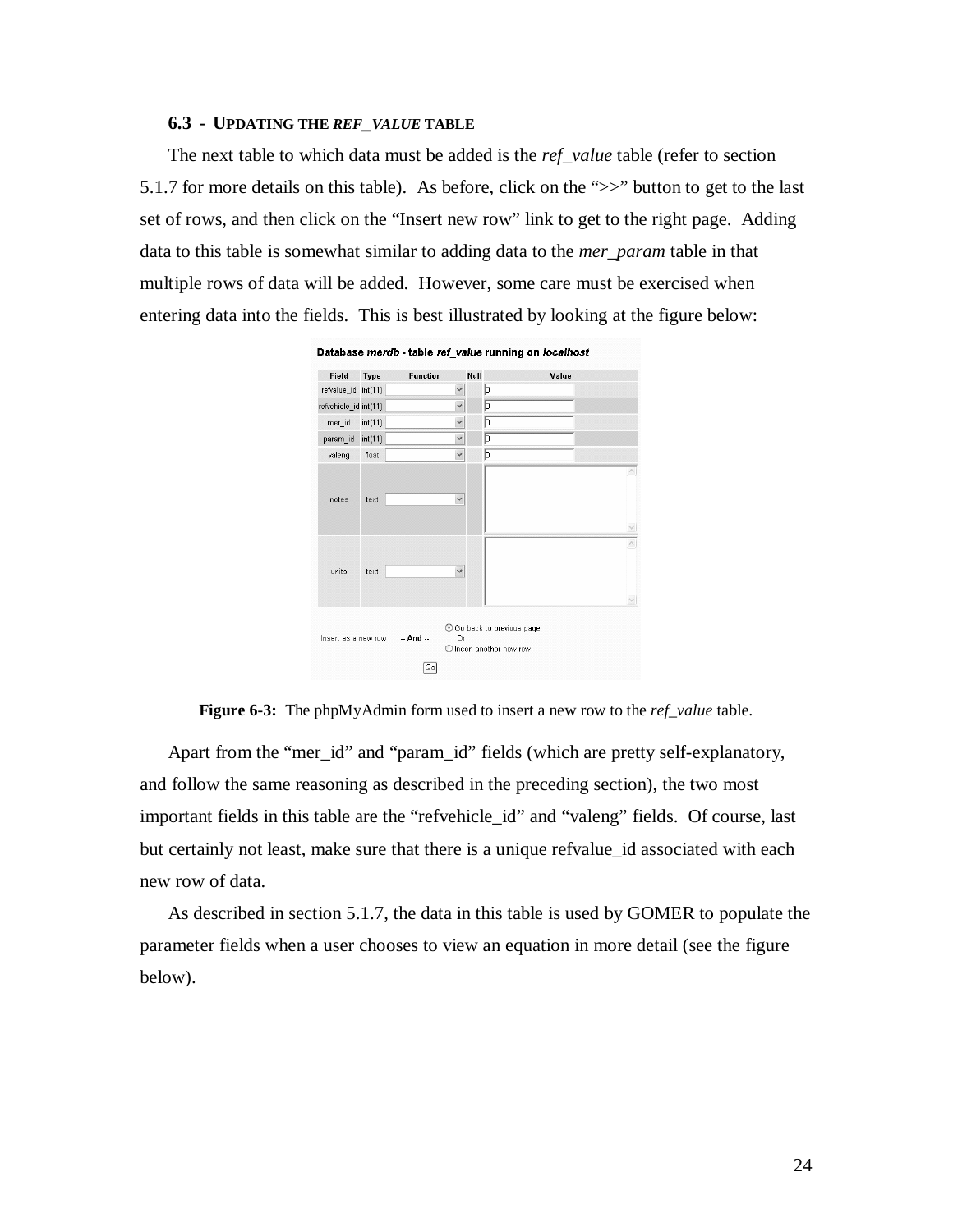### 6.3 - UPDATING THE *REF_VALUE* TABLE

The next table to which data must be added is the *ref_value* table (refer to section 5.1.7 for more details on this table). As before, click on the ">>" button to get to the last set of rows, and then click on the "Insert new row" link to get to the right page. Adding data to this table is somewhat similar to adding data to the *mer_param* table in that multiple rows of data will be added. However, some care must be exercised when entering data into the fields. This is best illustrated by looking at the figure below:

**Figure 6-3:** The phpMyAdmin form used to insert a new row to the *ref_value* table.

Apart from the "mer_id" and "param_id" fields (which are pretty self-explanatory, and follow the same reasoning as described in the preceding section), the two most important fields in this table are the "refvehicle_id" and "valeng" fields. Of course, last but certainly not least, make sure that there is a unique refvalue_id associated with each new row of data.

As described in section 5.1.7, the data in this table is used by GOMER to populate the parameter fields when a user chooses to view an equation in more detail (see the figure below).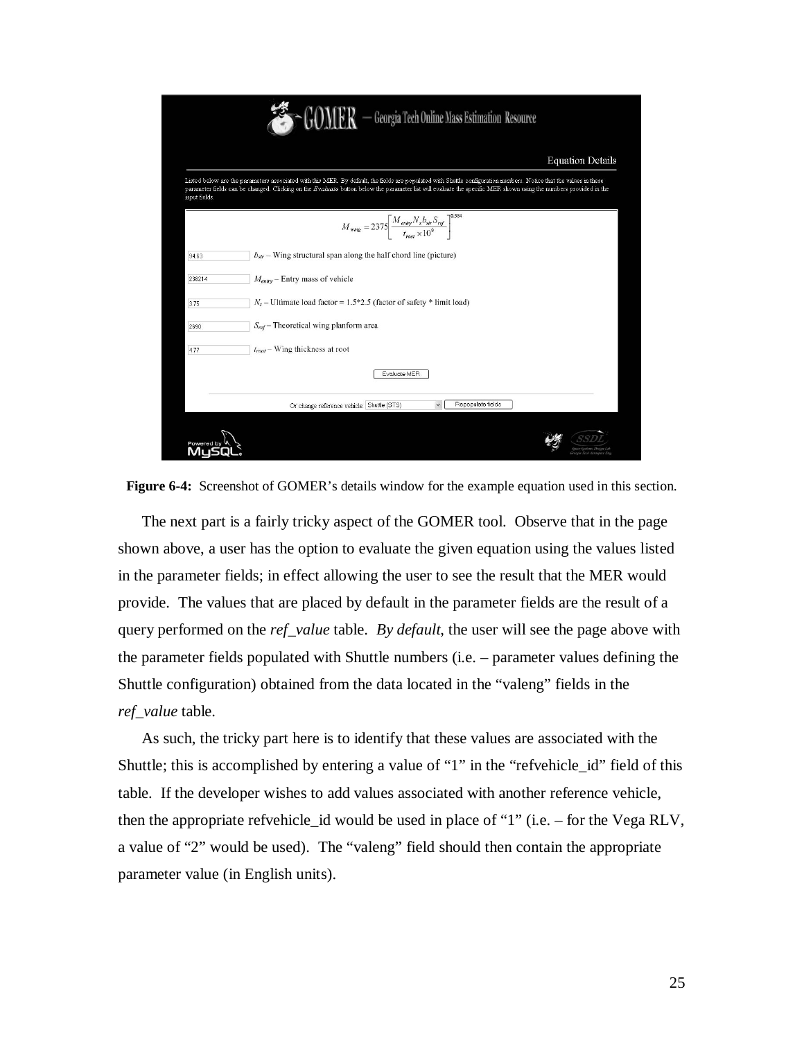**Figure 6-4:** Screenshot of GOMER's details window for the example equation used in this section.

The next part is a fairly tricky aspect of the GOMER tool. Observe that in the page shown above, a user has the option to evaluate the given equation using the values listed in the parameter fields; in effect allowing the user to see the result that the MER would provide. The values that are placed by default in the parameter fields are the result of a query performed on the *ref_value* table. *By default*, the user will see the page above with the parameter fields populated with Shuttle numbers (i.e. – parameter values defining the Shuttle configuration) obtained from the data located in the "valeng" fields in the *ref_value* table.

As such, the tricky part here is to identify that these values are associated with the Shuttle; this is accomplished by entering a value of "1" in the "refvehicle_id" field of this table. If the developer wishes to add values associated with another reference vehicle, then the appropriate refvehicle_id would be used in place of "1" (i.e. – for the Vega RLV, a value of "2" would be used). The "valeng" field should then contain the appropriate parameter value (in English units).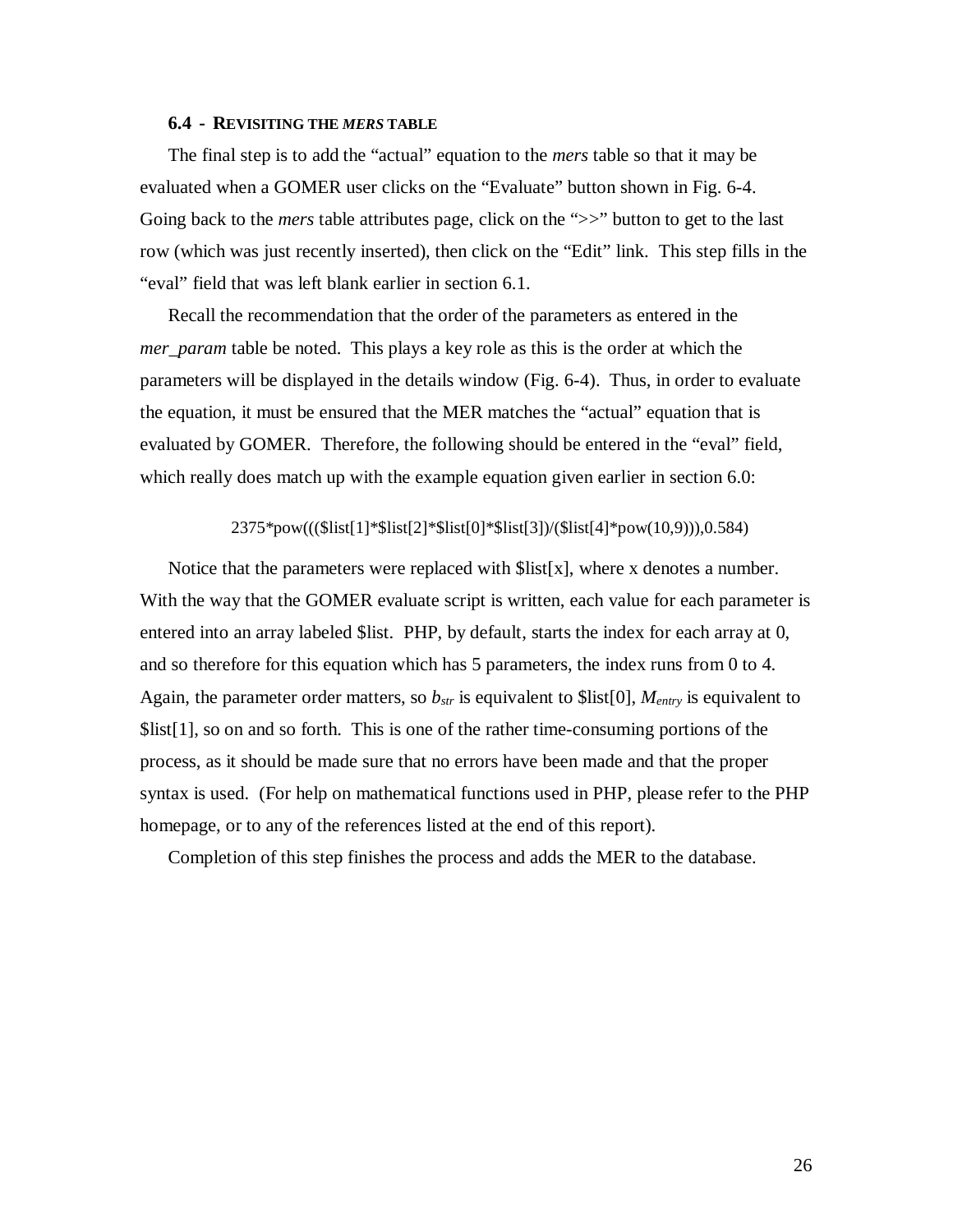### 6.4 - REVISITING THE *MERS* TABLE

The final step is to add the "actual" equation to the *mers* table so that it may be evaluated when a GOMER user clicks on the "Evaluate" button shown in Fig. 6-4. Going back to the *mers* table attributes page, click on the ">>" button to get to the last row (which was just recently inserted), then click on the "Edit" link. This step fills in the "eval" field that was left blank earlier in section 6.1.

Recall the recommendation that the order of the parameters as entered in the *mer_param* table be noted. This plays a key role as this is the order at which the parameters will be displayed in the details window (Fig. 6-4). Thus, in order to evaluate the equation, it must be ensured that the MER matches the "actual" equation that is evaluated by GOMER. Therefore, the following should be entered in the "eval" field, which really does match up with the example equation given earlier in section 6.0:

```
2375*pow((($list[1]*$list[2]*$list[0]*$list[3])/($list[4]*pow(10,9))),0.584)
```

Notice that the parameters were replaced with $list[x], where x denotes a number. With the way that the GOMER evaluate script is written, each value for each parameter is entered into an array labeled $list. PHP, by default, starts the index for each array at 0, and so therefore for this equation which has 5 parameters, the index runs from 0 to 4. Again, the parameter order matters, so $b_{str}$ is equivalent to $list[0], $M_{entry}$ is equivalent to $list[1], so on and so forth. This is one of the rather time-consuming portions of the process, as it should be made sure that no errors have been made and that the proper syntax is used. (For help on mathematical functions used in PHP, please refer to the PHP homepage, or to any of the references listed at the end of this report).

Completion of this step finishes the process and adds the MER to the database.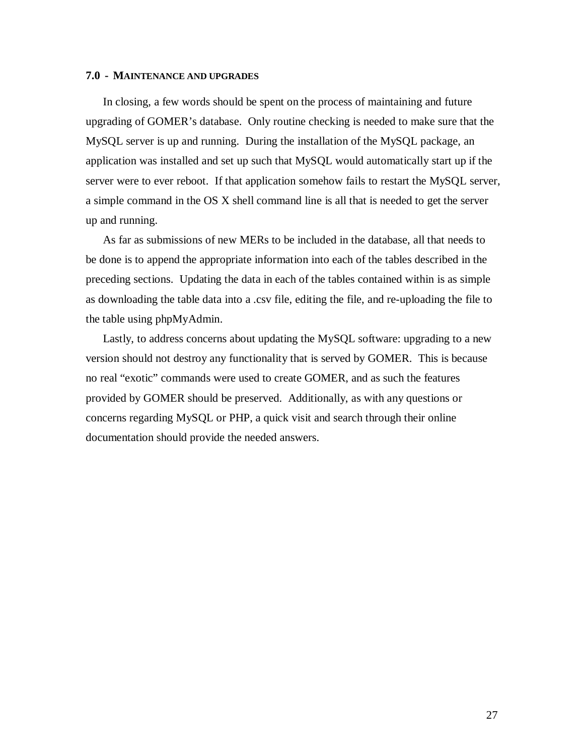## 7.0 - Maintenance and upgrades

In closing, a few words should be spent on the process of maintaining and future upgrading of GOMER's database. Only routine checking is needed to make sure that the MySQL server is up and running. During the installation of the MySQL package, an application was installed and set up such that MySQL would automatically start up if the server were to ever reboot. If that application somehow fails to restart the MySQL server, a simple command in the OS X shell command line is all that is needed to get the server up and running.

As far as submissions of new MERs to be included in the database, all that needs to be done is to append the appropriate information into each of the tables described in the preceding sections. Updating the data in each of the tables contained within is as simple as downloading the table data into a .csv file, editing the file, and re-uploading the file to the table using phpMyAdmin.

Lastly, to address concerns about updating the MySQL software: upgrading to a new version should not destroy any functionality that is served by GOMER. This is because no real "exotic" commands were used to create GOMER, and as such the features provided by GOMER should be preserved. Additionally, as with any questions or concerns regarding MySQL or PHP, a quick visit and search through their online documentation should provide the needed answers.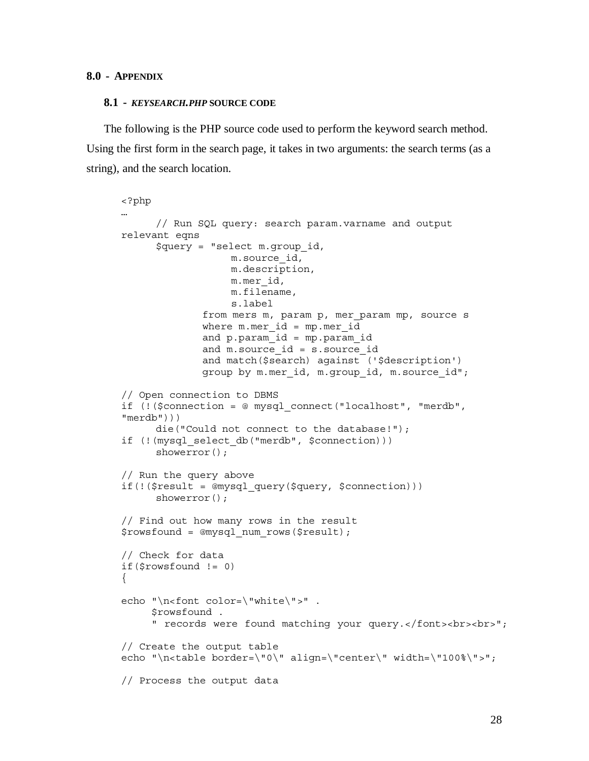# 8.0 - APPENDIX

## 8.1 - *KEYSEARCH.PHP* SOURCE CODE

The following is the PHP source code used to perform the keyword search method. Using the first form in the search page, it takes in two arguments: the search terms (as a string), and the search location.

```
<?php
…
      // Run SQL query: search param.varname and output
relevant eqns
      $query = "select m.group_id,
                  m.source_id,
                  m.description,
                  m.mer_id,
                  m.filename,
                  s.label
              from mers m, param p, mer_param mp, source s
              where m.mer_id = mp.mer_id
              and p.param_id = mp.param_id
              and m.source_id = s.source_id
              and match($search) against ('$description')
              group by m.mer_id, m.group_id, m.source_id";

// Open connection to DBMS
if (!($connection = @ mysql_connect("localhost", "merdb",
"merdb")))
      die("Could not connect to the database!");
if (!(mysql_select_db("merdb", $connection)))
      showerror();

// Run the query above
if(!($result = @mysql_query($query, $connection)))
      showerror();

// Find out how many rows in the result
$rowsfound = @mysql_num_rows($result);

// Check for data
if($rowsfound != 0)
{

echo "\n<font color=\"white\">" .
     $rowsfound .
     " records were found matching your query.</font><br><br>";

// Create the output table
echo "\n<table border=\"0\" align=\"center\" width=\"100%\">";

// Process the output data
```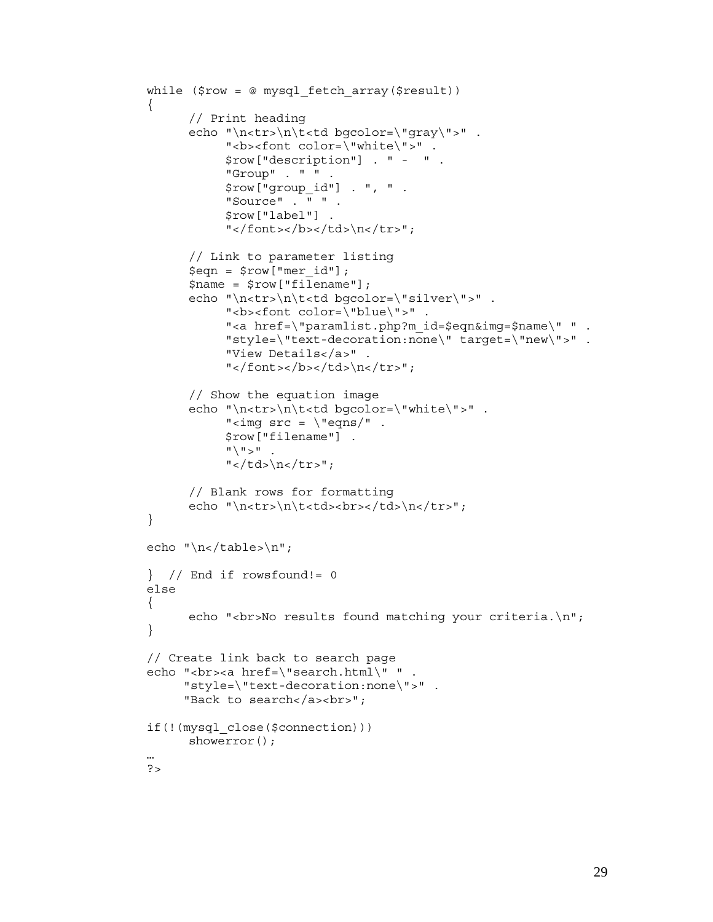```
while ($row = @ mysql_fetch_array($result))
{
      // Print heading
      echo "\n<tr>\n\t<td bgcolor=\"gray\">" .
           "<b><font color=\"white\">" .
           $row["description"] . " -  " .
           "Group" . " " .
           $row["group_id"] . ", " .
           "Source" . " " .
           $row["label"] .
           "</font></b></td>\n</tr>";

      // Link to parameter listing
      $eqn = $row["mer_id"];
      $name = $row["filename"];
      echo "\n<tr>\n\t<td bgcolor=\"silver\">" .
           "<b><font color=\"blue\">" .
           "<a href=\"paramlist.php?m_id=$eqn&img=$name\" " .
           "style=\"text-decoration:none\" target=\"new\">" .
           "View Details</a>" .
           "</font></b></td>\n</tr>";

      // Show the equation image
      echo "\n<tr>\n\t<td bgcolor=\"white\">" .
           "<img src = \"eqns/" .
           $row["filename"] .
           "\">" .
           "</td>\n</tr>";

      // Blank rows for formatting
      echo "\n<tr>\n\t<td><br></td>\n</tr>";
}

echo "\n</table>\n";

}  // End if rowsfound!= 0
else
{
      echo "<br>No results found matching your criteria.\n";
}

// Create link back to search page
echo "<br><a href=\"search.html\" " .
     "style=\"text-decoration:none\">" .
     "Back to search</a><br>";

if(!(mysql_close($connection)))
      showerror();
…
?>
```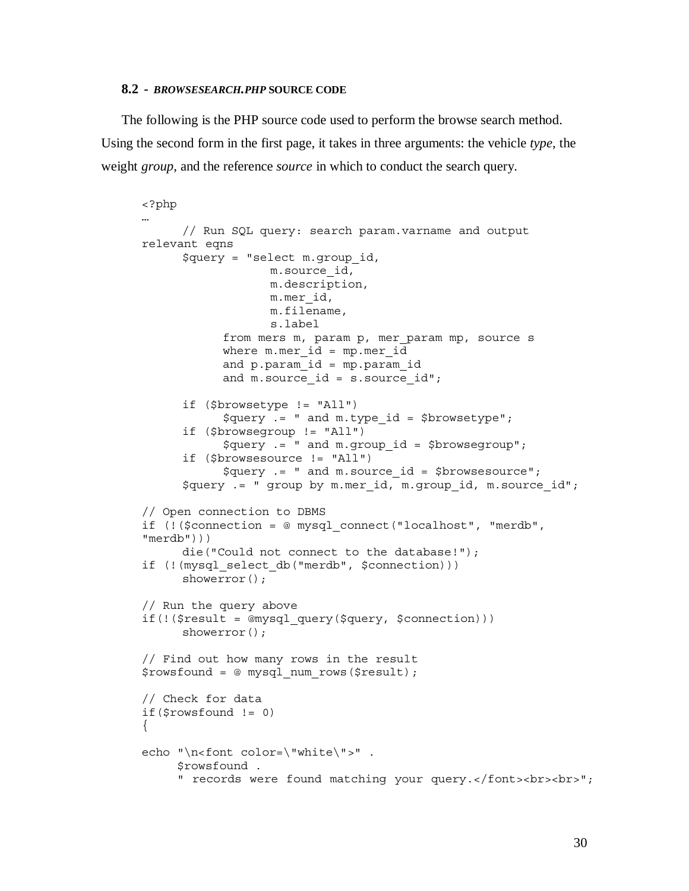### 8.2 - *BROWSESEARCH.PHP* SOURCE CODE

The following is the PHP source code used to perform the browse search method. Using the second form in the first page, it takes in three arguments: the vehicle *type*, the weight *group*, and the reference *source* in which to conduct the search query.

```
<?php
…
      // Run SQL query: search param.varname and output
relevant eqns
      $query = "select m.group_id,
                  m.source_id,
                  m.description,
                  m.mer_id,
                  m.filename,
                  s.label
            from mers m, param p, mer_param mp, source s
            where m.mer_id = mp.mer_id
            and p.param_id = mp.param_id
            and m.source_id = s.source_id";

      if ($browsetype != "All")
            $query .= " and m.type_id = $browsetype";
      if ($browsegroup != "All")
            $query .= " and m.group_id = $browsegroup";
      if ($browsesource != "All")
            $query .= " and m.source_id = $browsesource";
      $query .= " group by m.mer_id, m.group_id, m.source_id";

// Open connection to DBMS
if (!($connection = @ mysql_connect("localhost", "merdb",
"merdb")))
      die("Could not connect to the database!");
if (!(mysql_select_db("merdb", $connection)))
      showerror();

// Run the query above
if(!($result = @mysql_query($query, $connection)))
      showerror();

// Find out how many rows in the result
$rowsfound = @ mysql_num_rows($result);

// Check for data
if($rowsfound != 0)
{

echo "\n<font color=\"white\">" .
     $rowsfound .
     " records were found matching your query.</font><br><br>";
```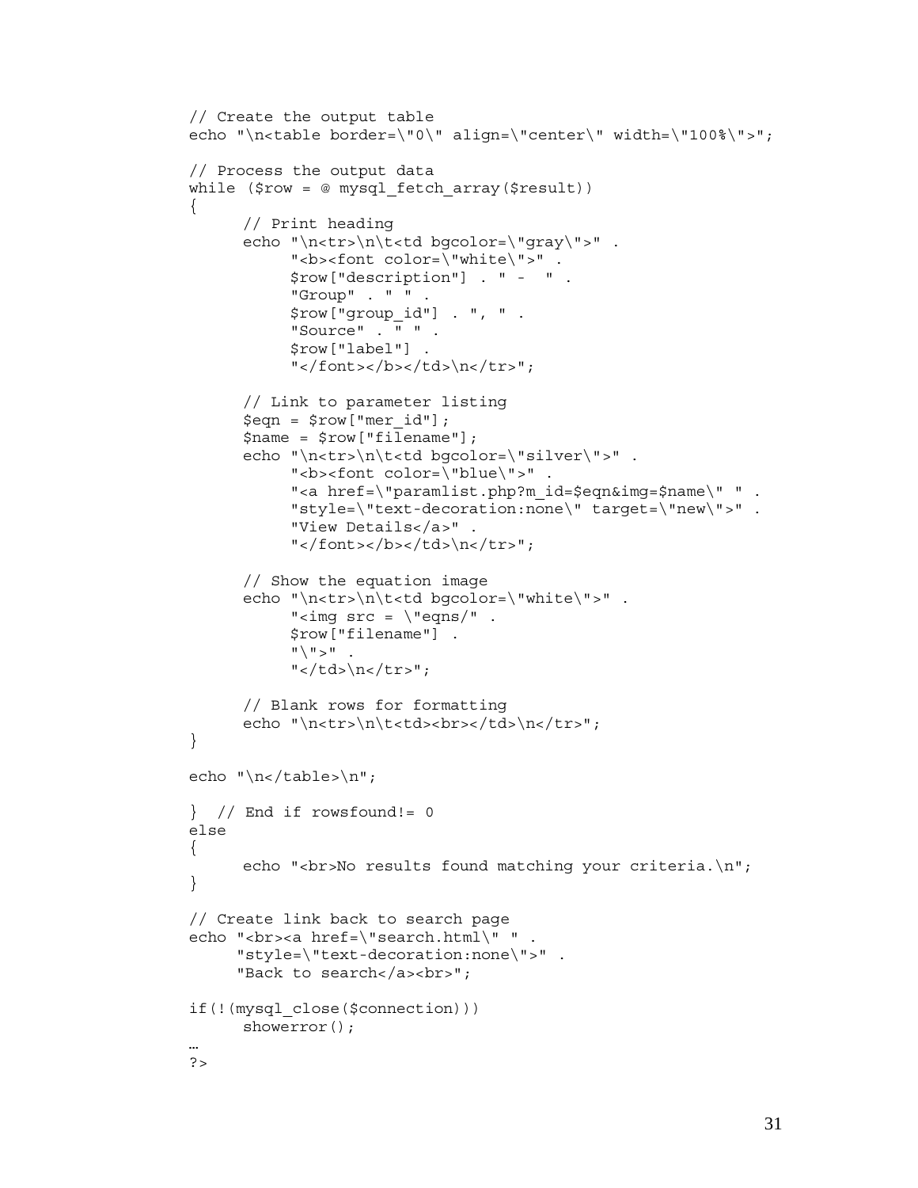```
// Create the output table
echo "\n<table border=\"0\" align=\"center\" width=\"100%\">";

// Process the output data
while ($row = @ mysql_fetch_array($result))
{
      // Print heading
      echo "\n<tr>\n\t<td bgcolor=\"gray\">" .
           "<b><font color=\"white\">" .
           $row["description"] . " -  " .
           "Group" . " " .
           $row["group_id"] . ", " .
           "Source" . " " .
           $row["label"] .
           "</font></b></td>\n</tr>";

      // Link to parameter listing
      $eqn = $row["mer_id"];
      $name = $row["filename"];
      echo "\n<tr>\n\t<td bgcolor=\"silver\">" .
           "<b><font color=\"blue\">" .
           "<a href=\"paramlist.php?m_id=$eqn&img=$name\" " .
           "style=\"text-decoration:none\" target=\"new\">" .
           "View Details</a>" .
           "</font></b></td>\n</tr>";

      // Show the equation image
      echo "\n<tr>\n\t<td bgcolor=\"white\">" .
           "<img src = \"eqns/" .
           $row["filename"] .
           "\">" .
           "</td>\n</tr>";

      // Blank rows for formatting
      echo "\n<tr>\n\t<td><br></td>\n</tr>";
}

echo "\n</table>\n";

}  // End if rowsfound!= 0
else
{
      echo "<br>No results found matching your criteria.\n";
}

// Create link back to search page
echo "<br><a href=\"search.html\" " .
     "style=\"text-decoration:none\">" .
     "Back to search</a><br>";

if(!(mysql_close($connection)))
      showerror();
…
?>
```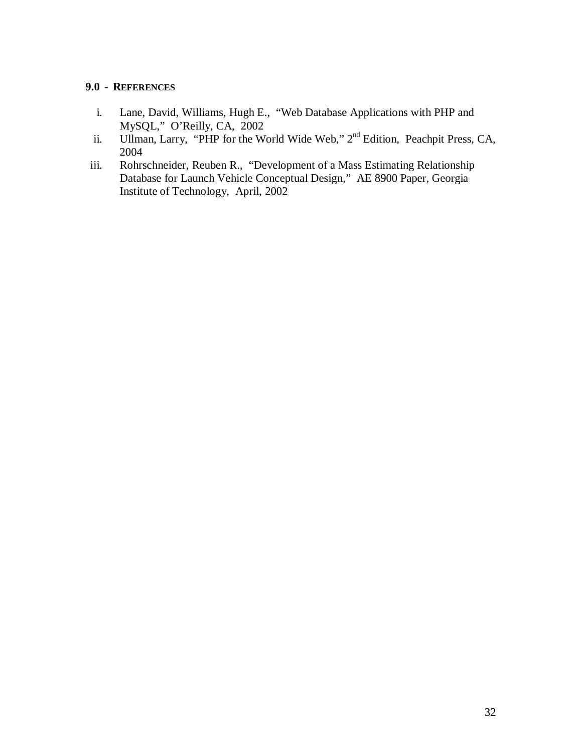## 9.0 - REFERENCES

i. Lane, David, Williams, Hugh E., "Web Database Applications with PHP and MySQL," O'Reilly, CA, 2002
ii. Ullman, Larry, "PHP for the World Wide Web," 2nd Edition, Peachpit Press, CA, 2004
iii. Rohrschneider, Reuben R., "Development of a Mass Estimating Relationship Database for Launch Vehicle Conceptual Design," AE 8900 Paper, Georgia Institute of Technology, April, 2002